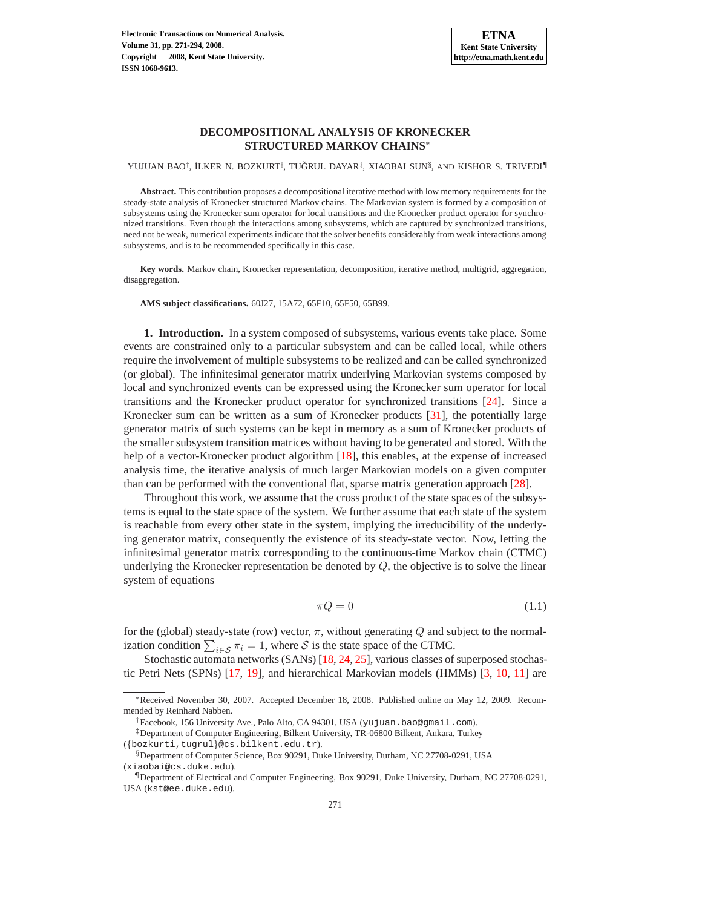# DECOMPOSITIONAL ANALYSIS OF KRONECKER STRUCTURED MARKOV CHAINS[*]

YUJUAN BAO[†], İLKER N. BOZKURT[‡], TUĞRUL DAYAR[‡], XIAOBAI SUN[§], AND KISHOR S. TRIVEDI[¶]

**Abstract.** This contribution proposes a decompositional iterative method with low memory requirements for the steady-state analysis of Kronecker structured Markov chains. The Markovian system is formed by a composition of subsystems using the Kronecker sum operator for local transitions and the Kronecker product operator for synchronized transitions. Even though the interactions among subsystems, which are captured by synchronized transitions, need not be weak, numerical experiments indicate that the solver benefits considerably from weak interactions among subsystems, and is to be recommended specifically in this case.

**Key words.** Markov chain, Kronecker representation, decomposition, iterative method, multigrid, aggregation, disaggregation.

**AMS subject classifications.** 60J27, 15A72, 65F10, 65F50, 65B99.

## 1. Introduction.

In a system composed of subsystems, various events take place. Some events are constrained only to a particular subsystem and can be called local, while others require the involvement of multiple subsystems to be realized and can be called synchronized (or global). The infinitesimal generator matrix underlying Markovian systems composed by local and synchronized events can be expressed using the Kronecker sum operator for local transitions and the Kronecker product operator for synchronized transitions [24]. Since a Kronecker sum can be written as a sum of Kronecker products [31], the potentially large generator matrix of such systems can be kept in memory as a sum of Kronecker products of the smaller subsystem transition matrices without having to be generated and stored. With the help of a vector-Kronecker product algorithm [18], this enables, at the expense of increased analysis time, the iterative analysis of much larger Markovian models on a given computer than can be performed with the conventional flat, sparse matrix generation approach [28].

Throughout this work, we assume that the cross product of the state spaces of the subsystems is equal to the state space of the system. We further assume that each state of the system is reachable from every other state in the system, implying the irreducibility of the underlying generator matrix, consequently the existence of its steady-state vector. Now, letting the infinitesimal generator matrix corresponding to the continuous-time Markov chain (CTMC) underlying the Kronecker representation be denoted by $Q$, the objective is to solve the linear system of equations

$$\pi Q = 0 \tag{1.1}$$

for the (global) steady-state (row) vector, $\pi$, without generating $Q$ and subject to the normalization condition $\sum_{i \in \mathcal{S}} \pi_i = 1$, where $\mathcal{S}$ is the state space of the CTMC.

Stochastic automata networks (SANs) [18, 24, 25], various classes of superposed stochastic Petri Nets (SPNs) [17, 19], and hierarchical Markovian models (HMMs) [3, 10, 11] are

---

[*] Received November 30, 2007. Accepted December 18, 2008. Published online on May 12, 2009. Recommended by Reinhard Nabben.

[†] Facebook, 156 University Ave., Palo Alto, CA 94301, USA (yujuan.bao@gmail.com).

[‡] Department of Computer Engineering, Bilkent University, TR-06800 Bilkent, Ankara, Turkey ({bozkurti,tugrul}@cs.bilkent.edu.tr).

[§] Department of Computer Science, Box 90291, Duke University, Durham, NC 27708-0291, USA (xiaobai@cs.duke.edu).

[¶] Department of Electrical and Computer Engineering, Box 90291, Duke University, Durham, NC 27708-0291, USA (kst@ee.duke.edu).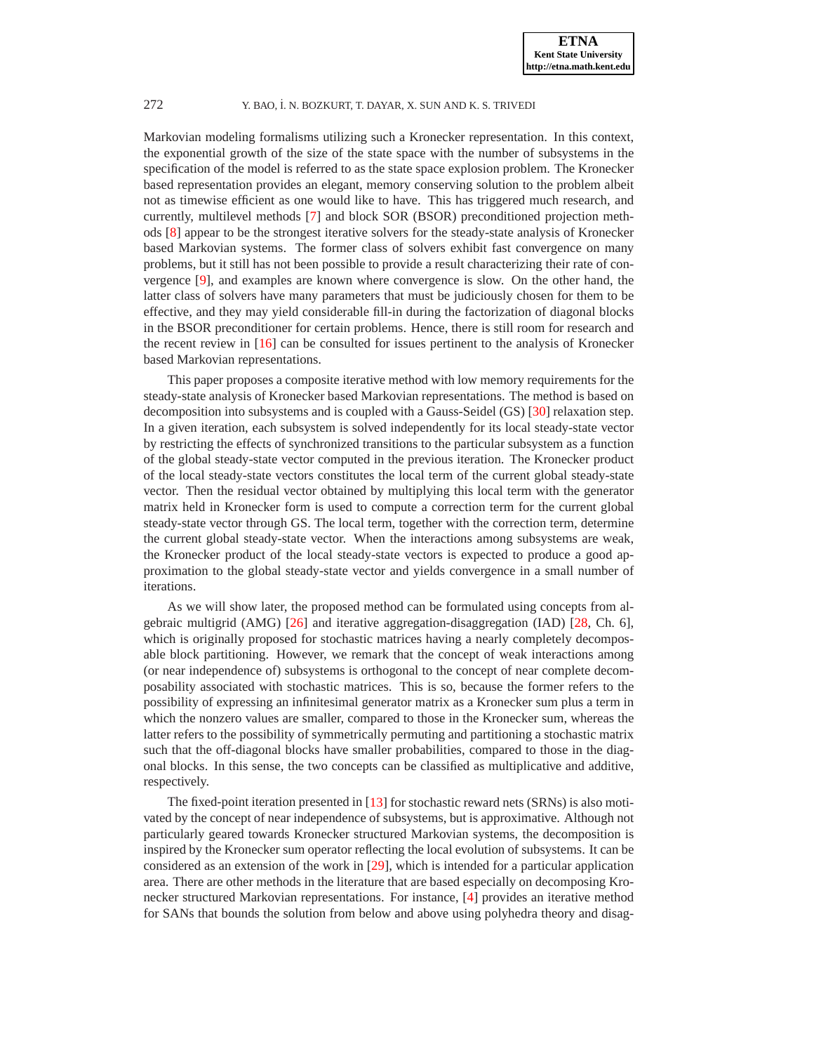Markovian modeling formalisms utilizing such a Kronecker representation. In this context, the exponential growth of the size of the state space with the number of subsystems in the specification of the model is referred to as the state space explosion problem. The Kronecker based representation provides an elegant, memory conserving solution to the problem albeit not as timewise efficient as one would like to have. This has triggered much research, and currently, multilevel methods [7] and block SOR (BSOR) preconditioned projection methods [8] appear to be the strongest iterative solvers for the steady-state analysis of Kronecker based Markovian systems. The former class of solvers exhibit fast convergence on many problems, but it still has not been possible to provide a result characterizing their rate of convergence [9], and examples are known where convergence is slow. On the other hand, the latter class of solvers have many parameters that must be judiciously chosen for them to be effective, and they may yield considerable fill-in during the factorization of diagonal blocks in the BSOR preconditioner for certain problems. Hence, there is still room for research and the recent review in [16] can be consulted for issues pertinent to the analysis of Kronecker based Markovian representations.

This paper proposes a composite iterative method with low memory requirements for the steady-state analysis of Kronecker based Markovian representations. The method is based on decomposition into subsystems and is coupled with a Gauss-Seidel (GS) [30] relaxation step. In a given iteration, each subsystem is solved independently for its local steady-state vector by restricting the effects of synchronized transitions to the particular subsystem as a function of the global steady-state vector computed in the previous iteration. The Kronecker product of the local steady-state vectors constitutes the local term of the current global steady-state vector. Then the residual vector obtained by multiplying this local term with the generator matrix held in Kronecker form is used to compute a correction term for the current global steady-state vector through GS. The local term, together with the correction term, determine the current global steady-state vector. When the interactions among subsystems are weak, the Kronecker product of the local steady-state vectors is expected to produce a good approximation to the global steady-state vector and yields convergence in a small number of iterations.

As we will show later, the proposed method can be formulated using concepts from algebraic multigrid (AMG) [26] and iterative aggregation-disaggregation (IAD) [28, Ch. 6], which is originally proposed for stochastic matrices having a nearly completely decomposable block partitioning. However, we remark that the concept of weak interactions among (or near independence of) subsystems is orthogonal to the concept of near complete decomposability associated with stochastic matrices. This is so, because the former refers to the possibility of expressing an infinitesimal generator matrix as a Kronecker sum plus a term in which the nonzero values are smaller, compared to those in the Kronecker sum, whereas the latter refers to the possibility of symmetrically permuting and partitioning a stochastic matrix such that the off-diagonal blocks have smaller probabilities, compared to those in the diagonal blocks. In this sense, the two concepts can be classified as multiplicative and additive, respectively.

The fixed-point iteration presented in [13] for stochastic reward nets (SRNs) is also motivated by the concept of near independence of subsystems, but is approximative. Although not particularly geared towards Kronecker structured Markovian systems, the decomposition is inspired by the Kronecker sum operator reflecting the local evolution of subsystems. It can be considered as an extension of the work in [29], which is intended for a particular application area. There are other methods in the literature that are based especially on decomposing Kronecker structured Markovian representations. For instance, [4] provides an iterative method for SANs that bounds the solution from below and above using polyhedra theory and disag-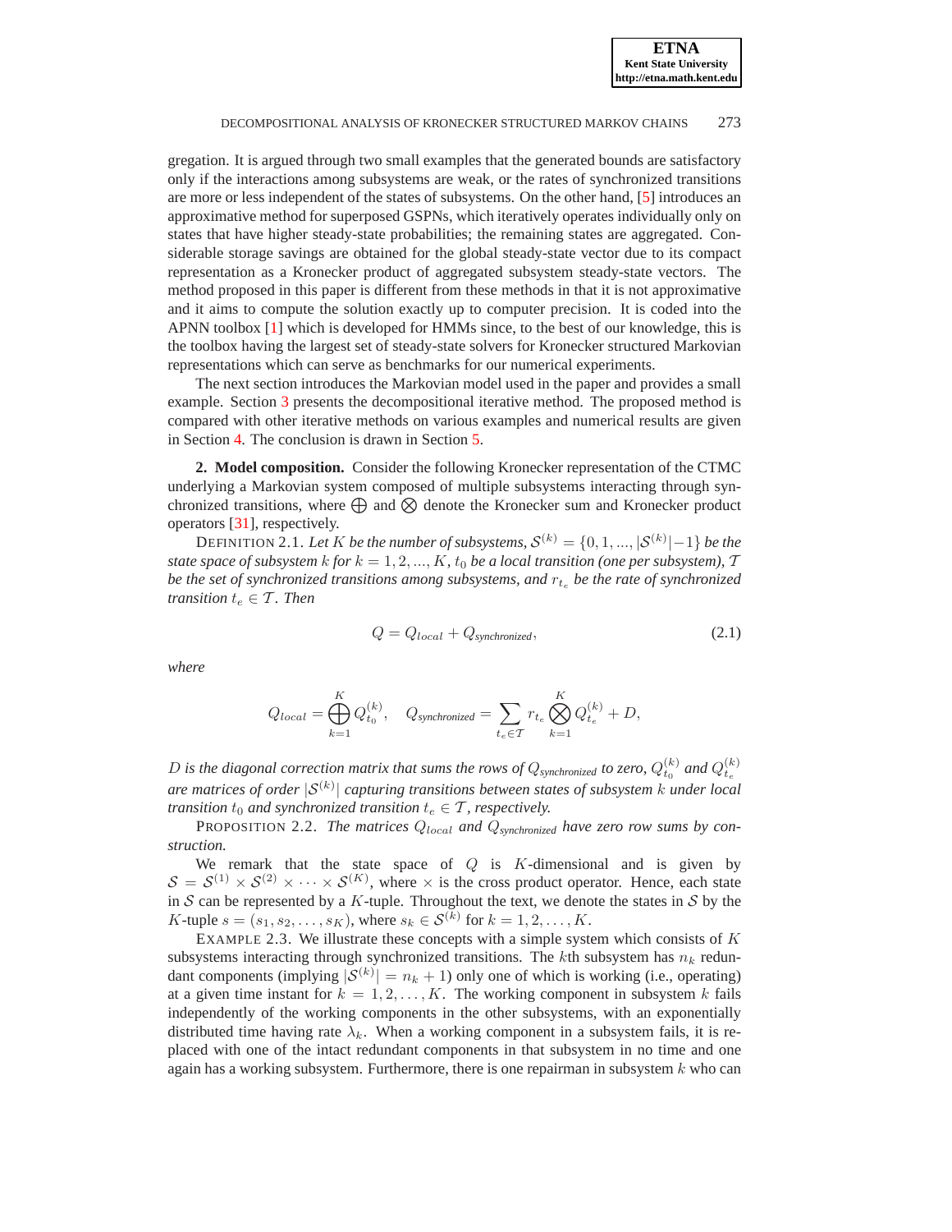gregation. It is argued through two small examples that the generated bounds are satisfactory only if the interactions among subsystems are weak, or the rates of synchronized transitions are more or less independent of the states of subsystems. On the other hand, [5] introduces an approximative method for superposed GSPNs, which iteratively operates individually only on states that have higher steady-state probabilities; the remaining states are aggregated. Considerable storage savings are obtained for the global steady-state vector due to its compact representation as a Kronecker product of aggregated subsystem steady-state vectors. The method proposed in this paper is different from these methods in that it is not approximative and it aims to compute the solution exactly up to computer precision. It is coded into the APNN toolbox [1] which is developed for HMMs since, to the best of our knowledge, this is the toolbox having the largest set of steady-state solvers for Kronecker structured Markovian representations which can serve as benchmarks for our numerical experiments.

The next section introduces the Markovian model used in the paper and provides a small example. Section 3 presents the decompositional iterative method. The proposed method is compared with other iterative methods on various examples and numerical results are given in Section 4. The conclusion is drawn in Section 5.

## 2. Model composition.

Consider the following Kronecker representation of the CTMC underlying a Markovian system composed of multiple subsystems interacting through synchronized transitions, where $\bigoplus$ and $\bigotimes$ denote the Kronecker sum and Kronecker product operators [31], respectively.

DEFINITION 2.1. *Let $K$ be the number of subsystems, $\mathcal{S}^{(k)} = \{0, 1, ..., |\mathcal{S}^{(k)}|-1\}$ be the state space of subsystem $k$ for $k = 1, 2, ..., K$, $t_0$ be a local transition (one per subsystem), $\mathcal{T}$ be the set of synchronized transitions among subsystems, and $r_{t_e}$ be the rate of synchronized transition $t_e \in \mathcal{T}$. Then*

$$Q = Q_{local} + Q_{synchronized}, \tag{2.1}$$

*where*

$$Q_{local} = \bigoplus_{k=1}^{K} Q_{t_0}^{(k)}, \quad Q_{synchronized} = \sum_{t_e \in \mathcal{T}} r_{t_e} \bigotimes_{k=1}^{K} Q_{t_e}^{(k)} + D,$$

*$D$ is the diagonal correction matrix that sums the rows of $Q_{synchronized}$ to zero, $Q_{t_0}^{(k)}$ and $Q_{t_e}^{(k)}$ are matrices of order $|\mathcal{S}^{(k)}|$ capturing transitions between states of subsystem $k$ under local transition $t_0$ and synchronized transition $t_e \in \mathcal{T}$, respectively.*

PROPOSITION 2.2. *The matrices $Q_{local}$ and $Q_{synchronized}$ have zero row sums by construction.*

We remark that the state space of $Q$ is $K$-dimensional and is given by $\mathcal{S} = \mathcal{S}^{(1)} \times \mathcal{S}^{(2)} \times \cdots \times \mathcal{S}^{(K)}$, where $\times$ is the cross product operator. Hence, each state in $\mathcal{S}$ can be represented by a $K$-tuple. Throughout the text, we denote the states in $\mathcal{S}$ by the $K$-tuple $s = (s_1, s_2, \ldots, s_K)$, where $s_k \in \mathcal{S}^{(k)}$ for $k = 1, 2, \ldots, K$.

EXAMPLE 2.3. We illustrate these concepts with a simple system which consists of $K$ subsystems interacting through synchronized transitions. The $k$th subsystem has $n_k$ redundant components (implying $|\mathcal{S}^{(k)}| = n_k + 1$) only one of which is working (i.e., operating) at a given time instant for $k = 1, 2, \ldots, K$. The working component in subsystem $k$ fails independently of the working components in the other subsystems, with an exponentially distributed time having rate $\lambda_k$. When a working component in a subsystem fails, it is replaced with one of the intact redundant components in that subsystem in no time and one again has a working subsystem. Furthermore, there is one repairman in subsystem $k$ who can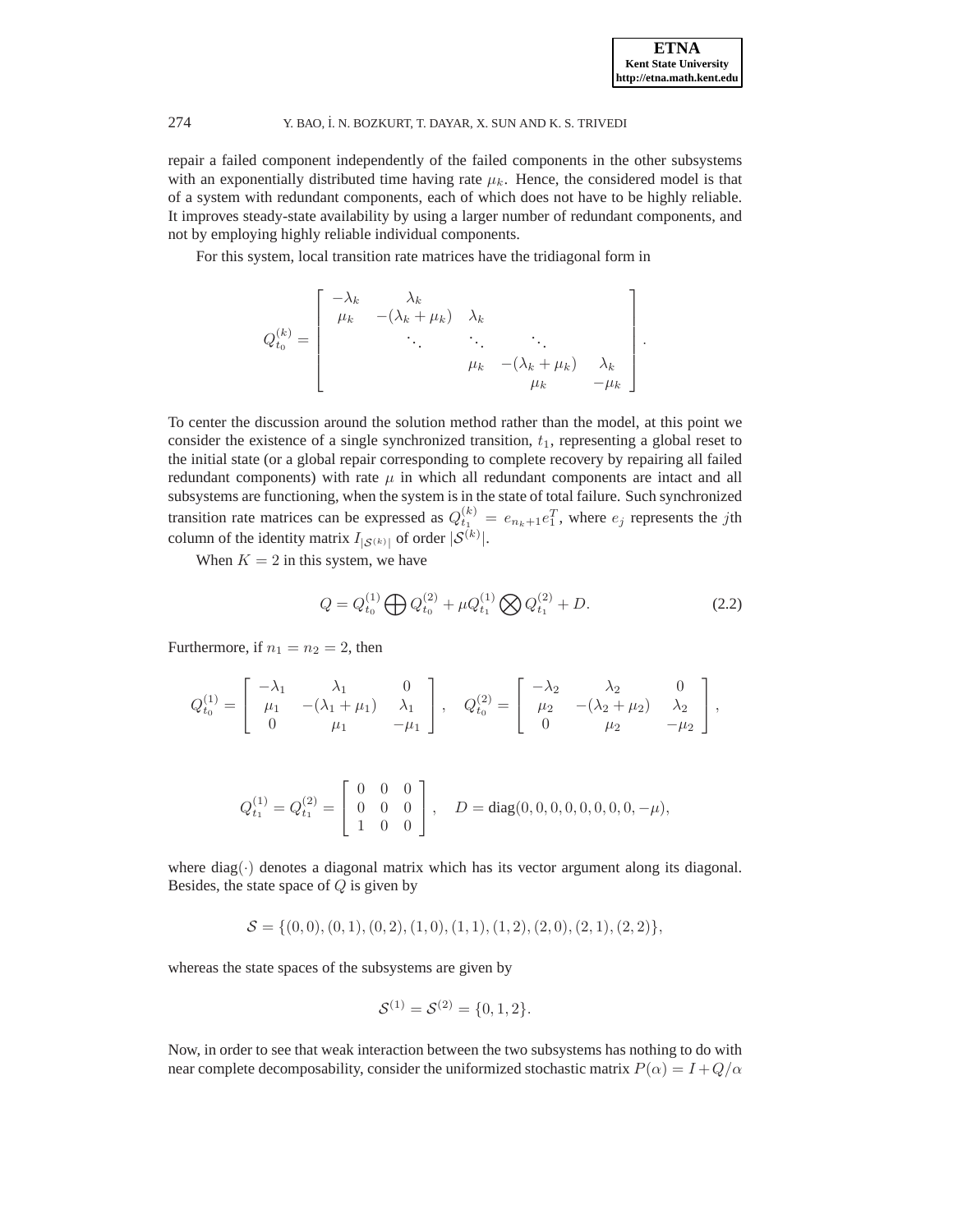repair a failed component independently of the failed components in the other subsystems with an exponentially distributed time having rate $\mu_k$. Hence, the considered model is that of a system with redundant components, each of which does not have to be highly reliable. It improves steady-state availability by using a larger number of redundant components, and not by employing highly reliable individual components.

For this system, local transition rate matrices have the tridiagonal form in

$$
Q_{t_0}^{(k)} = \begin{bmatrix} -\lambda_k & \lambda_k & & & \\ \mu_k & -(\lambda_k+\mu_k) & \lambda_k & & \\ & \ddots & \ddots & \ddots & \\ & & \mu_k & -(\lambda_k+\mu_k) & \lambda_k \\ & & & \mu_k & -\mu_k \end{bmatrix}.
$$

To center the discussion around the solution method rather than the model, at this point we consider the existence of a single synchronized transition, $t_1$, representing a global reset to the initial state (or a global repair corresponding to complete recovery by repairing all failed redundant components) with rate $\mu$ in which all redundant components are intact and all subsystems are functioning, when the system is in the state of total failure. Such synchronized transition rate matrices can be expressed as $Q_{t_1}^{(k)} = e_{n_k+1}e_1^T$, where $e_j$ represents the $j$th column of the identity matrix $I_{|\mathcal{S}^{(k)}|}$ of order $|\mathcal{S}^{(k)}|$.

When $K = 2$ in this system, we have

$$
Q = Q_{t_0}^{(1)} \bigoplus Q_{t_0}^{(2)} + \mu Q_{t_1}^{(1)} \bigotimes Q_{t_1}^{(2)} + D. \tag{2.2}
$$

Furthermore, if $n_1 = n_2 = 2$, then

$$
Q_{t_0}^{(1)} = \begin{bmatrix} -\lambda_1 & \lambda_1 & 0 \\ \mu_1 & -(\lambda_1+\mu_1) & \lambda_1 \\ 0 & \mu_1 & -\mu_1 \end{bmatrix}, \quad Q_{t_0}^{(2)} = \begin{bmatrix} -\lambda_2 & \lambda_2 & 0 \\ \mu_2 & -(\lambda_2+\mu_2) & \lambda_2 \\ 0 & \mu_2 & -\mu_2 \end{bmatrix},
$$

$$
Q_{t_1}^{(1)} = Q_{t_1}^{(2)} = \begin{bmatrix} 0 & 0 & 0 \\ 0 & 0 & 0 \\ 1 & 0 & 0 \end{bmatrix}, \quad D = \text{diag}(0,0,0,0,0,0,0,0,-\mu),
$$

where $\text{diag}(\cdot)$ denotes a diagonal matrix which has its vector argument along its diagonal. Besides, the state space of $Q$ is given by

$$
\mathcal{S} = \{(0,0),(0,1),(0,2),(1,0),(1,1),(1,2),(2,0),(2,1),(2,2)\},
$$

whereas the state spaces of the subsystems are given by

$$
\mathcal{S}^{(1)} = \mathcal{S}^{(2)} = \{0,1,2\}.
$$

Now, in order to see that weak interaction between the two subsystems has nothing to do with near complete decomposability, consider the uniformized stochastic matrix $P(\alpha) = I + Q/\alpha$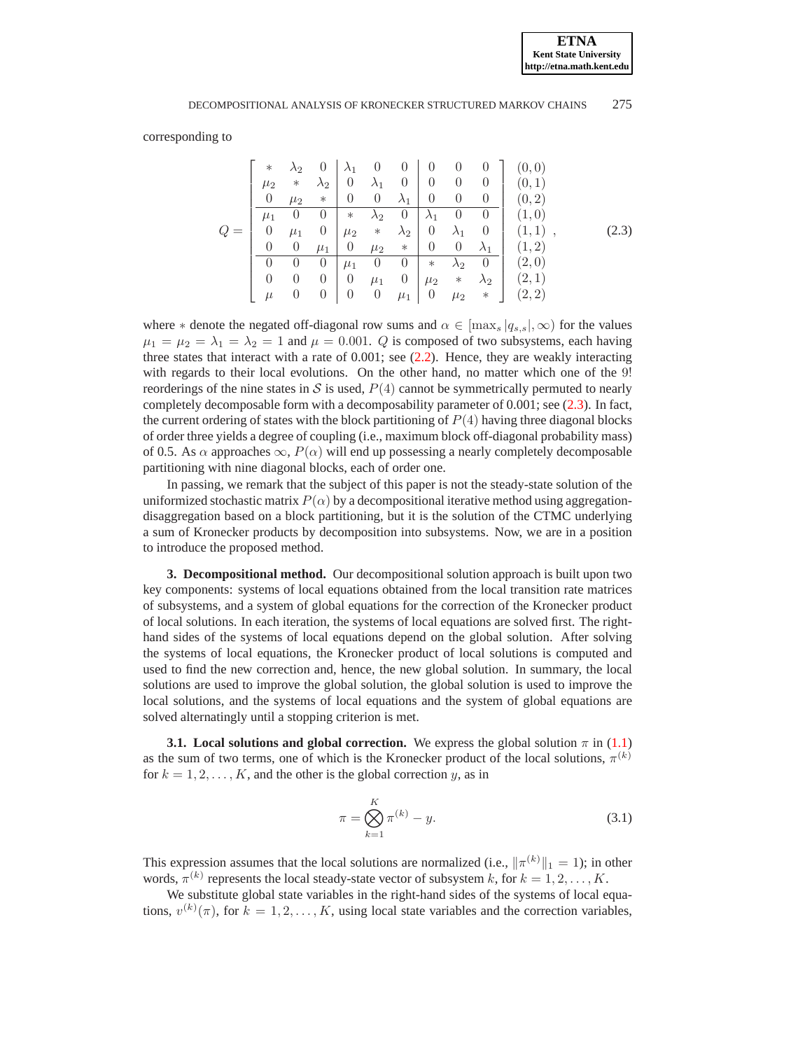corresponding to

$$
Q = \left[\begin{array}{ccc|ccc|ccc}
* & \lambda_2 & 0 & \lambda_1 & 0 & 0 & 0 & 0 & 0 \\
\mu_2 & * & \lambda_2 & 0 & \lambda_1 & 0 & 0 & 0 & 0 \\
0 & \mu_2 & * & 0 & 0 & \lambda_1 & 0 & 0 & 0 \\
\hline
\mu_1 & 0 & 0 & * & \lambda_2 & 0 & \lambda_1 & 0 & 0 \\
0 & \mu_1 & 0 & \mu_2 & * & \lambda_2 & 0 & \lambda_1 & 0 \\
0 & 0 & \mu_1 & 0 & \mu_2 & * & 0 & 0 & \lambda_1 \\
\hline
0 & 0 & 0 & \mu_1 & 0 & 0 & * & \lambda_2 & 0 \\
0 & 0 & 0 & 0 & \mu_1 & 0 & \mu_2 & * & \lambda_2 \\
\mu & 0 & 0 & 0 & 0 & \mu_1 & 0 & \mu_2 & *
\end{array}\right]
\begin{array}{c}
(0,0) \\ (0,1) \\ (0,2) \\ (1,0) \\ (1,1) \\ (1,2) \\ (2,0) \\ (2,1) \\ (2,2)
\end{array}, \tag{2.3}
$$

where $*$ denote the negated off-diagonal row sums and $\alpha \in [\max_s |q_{s,s}|, \infty)$ for the values $\mu_1 = \mu_2 = \lambda_1 = \lambda_2 = 1$ and $\mu = 0.001$. $Q$ is composed of two subsystems, each having three states that interact with a rate of 0.001; see (2.2). Hence, they are weakly interacting with regards to their local evolutions. On the other hand, no matter which one of the $9!$ reorderings of the nine states in $\mathcal{S}$ is used, $P(4)$ cannot be symmetrically permuted to nearly completely decomposable form with a decomposability parameter of 0.001; see (2.3). In fact, the current ordering of states with the block partitioning of $P(4)$ having three diagonal blocks of order three yields a degree of coupling (i.e., maximum block off-diagonal probability mass) of 0.5. As $\alpha$ approaches $\infty$, $P(\alpha)$ will end up possessing a nearly completely decomposable partitioning with nine diagonal blocks, each of order one.

In passing, we remark that the subject of this paper is not the steady-state solution of the uniformized stochastic matrix $P(\alpha)$ by a decompositional iterative method using aggregation-disaggregation based on a block partitioning, but it is the solution of the CTMC underlying a sum of Kronecker products by decomposition into subsystems. Now, we are in a position to introduce the proposed method.

## 3. Decompositional method.

Our decompositional solution approach is built upon two key components: systems of local equations obtained from the local transition rate matrices of subsystems, and a system of global equations for the correction of the Kronecker product of local solutions. In each iteration, the systems of local equations are solved first. The right-hand sides of the systems of local equations depend on the global solution. After solving the systems of local equations, the Kronecker product of local solutions is computed and used to find the new correction and, hence, the new global solution. In summary, the local solutions are used to improve the global solution, the global solution is used to improve the local solutions, and the systems of local equations and the system of global equations are solved alternatingly until a stopping criterion is met.

### 3.1. Local solutions and global correction.

We express the global solution $\pi$ in (1.1) as the sum of two terms, one of which is the Kronecker product of the local solutions, $\pi^{(k)}$ for $k = 1, 2, \ldots, K$, and the other is the global correction $y$, as in

$$
\pi = \bigotimes_{k=1}^{K} \pi^{(k)} - y. \tag{3.1}
$$

This expression assumes that the local solutions are normalized (i.e., $\|\pi^{(k)}\|_1 = 1$); in other words, $\pi^{(k)}$ represents the local steady-state vector of subsystem $k$, for $k = 1, 2, \ldots, K$.

We substitute global state variables in the right-hand sides of the systems of local equations, $v^{(k)}(\pi)$, for $k = 1, 2, \ldots, K$, using local state variables and the correction variables,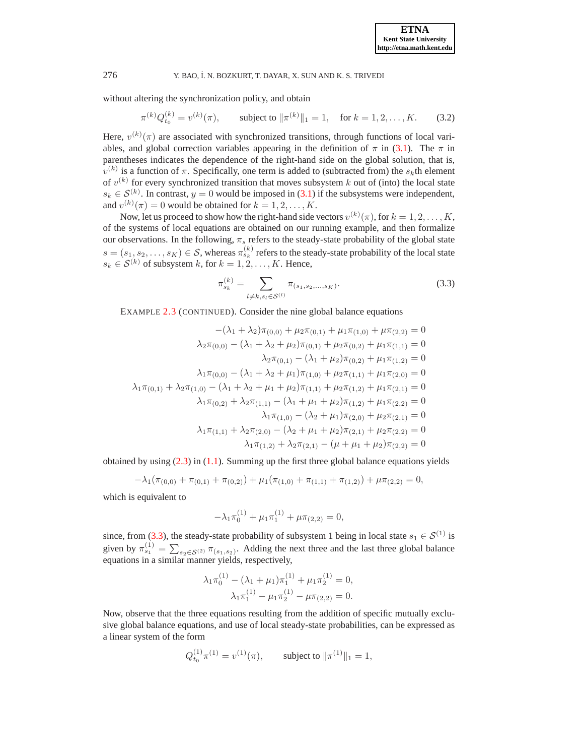without altering the synchronization policy, and obtain

$$\pi^{(k)} Q_{t_0}^{(k)} = v^{(k)}(\pi), \qquad \text{subject to } \|\pi^{(k)}\|_1 = 1, \quad \text{for } k = 1, 2, \ldots, K. \tag{3.2}$$

Here, $v^{(k)}(\pi)$ are associated with synchronized transitions, through functions of local variables, and global correction variables appearing in the definition of $\pi$ in (3.1). The $\pi$ in parentheses indicates the dependence of the right-hand side on the global solution, that is, $v^{(k)}$ is a function of $\pi$. Specifically, one term is added to (subtracted from) the $s_k$th element of $v^{(k)}$ for every synchronized transition that moves subsystem $k$ out of (into) the local state $s_k \in \mathcal{S}^{(k)}$. In contrast, $y = 0$ would be imposed in (3.1) if the subsystems were independent, and $v^{(k)}(\pi) = 0$ would be obtained for $k = 1, 2, \ldots, K$.

Now, let us proceed to show how the right-hand side vectors $v^{(k)}(\pi)$, for $k = 1, 2, \ldots, K$, of the systems of local equations are obtained on our running example, and then formalize our observations. In the following, $\pi_s$ refers to the steady-state probability of the global state $s = (s_1, s_2, \ldots, s_K) \in \mathcal{S}$, whereas $\pi_{s_k}^{(k)}$ refers to the steady-state probability of the local state $s_k \in \mathcal{S}^{(k)}$ of subsystem $k$, for $k = 1, 2, \ldots, K$. Hence,

$$\pi_{s_k}^{(k)} = \sum_{l \neq k, s_l \in \mathcal{S}^{(l)}} \pi_{(s_1, s_2, \ldots, s_K)}. \tag{3.3}$$

EXAMPLE 2.3 (CONTINUED). Consider the nine global balance equations

$$\begin{aligned}
-(\lambda_1 + \lambda_2)\pi_{(0,0)} + \mu_2 \pi_{(0,1)} + \mu_1 \pi_{(1,0)} + \mu \pi_{(2,2)} &= 0 \\
\lambda_2 \pi_{(0,0)} - (\lambda_1 + \lambda_2 + \mu_2)\pi_{(0,1)} + \mu_2 \pi_{(0,2)} + \mu_1 \pi_{(1,1)} &= 0 \\
\lambda_2 \pi_{(0,1)} - (\lambda_1 + \mu_2)\pi_{(0,2)} + \mu_1 \pi_{(1,2)} &= 0 \\
\lambda_1 \pi_{(0,0)} - (\lambda_1 + \lambda_2 + \mu_1)\pi_{(1,0)} + \mu_2 \pi_{(1,1)} + \mu_1 \pi_{(2,0)} &= 0 \\
\lambda_1 \pi_{(0,1)} + \lambda_2 \pi_{(1,0)} - (\lambda_1 + \lambda_2 + \mu_1 + \mu_2)\pi_{(1,1)} + \mu_2 \pi_{(1,2)} + \mu_1 \pi_{(2,1)} &= 0 \\
\lambda_1 \pi_{(0,2)} + \lambda_2 \pi_{(1,1)} - (\lambda_1 + \mu_1 + \mu_2)\pi_{(1,2)} + \mu_1 \pi_{(2,2)} &= 0 \\
\lambda_1 \pi_{(1,0)} - (\lambda_2 + \mu_1)\pi_{(2,0)} + \mu_2 \pi_{(2,1)} &= 0 \\
\lambda_1 \pi_{(1,1)} + \lambda_2 \pi_{(2,0)} - (\lambda_2 + \mu_1 + \mu_2)\pi_{(2,1)} + \mu_2 \pi_{(2,2)} &= 0 \\
\lambda_1 \pi_{(1,2)} + \lambda_2 \pi_{(2,1)} - (\mu + \mu_1 + \mu_2)\pi_{(2,2)} &= 0
\end{aligned}$$

obtained by using (2.3) in (1.1). Summing up the first three global balance equations yields

$$-\lambda_1(\pi_{(0,0)} + \pi_{(0,1)} + \pi_{(0,2)}) + \mu_1(\pi_{(1,0)} + \pi_{(1,1)} + \pi_{(1,2)}) + \mu \pi_{(2,2)} = 0,$$

which is equivalent to

$$-\lambda_1 \pi_0^{(1)} + \mu_1 \pi_1^{(1)} + \mu \pi_{(2,2)} = 0,$$

since, from (3.3), the steady-state probability of subsystem 1 being in local state $s_1 \in \mathcal{S}^{(1)}$ is given by $\pi_{s_1}^{(1)} = \sum_{s_2 \in \mathcal{S}^{(2)}} \pi_{(s_1, s_2)}$. Adding the next three and the last three global balance equations in a similar manner yields, respectively,

$$\begin{aligned}
\lambda_1 \pi_0^{(1)} - (\lambda_1 + \mu_1)\pi_1^{(1)} + \mu_1 \pi_2^{(1)} &= 0, \\
\lambda_1 \pi_1^{(1)} - \mu_1 \pi_2^{(1)} - \mu \pi_{(2,2)} &= 0.
\end{aligned}$$

Now, observe that the three equations resulting from the addition of specific mutually exclusive global balance equations, and use of local steady-state probabilities, can be expressed as a linear system of the form

$$Q_{t_0}^{(1)} \pi^{(1)} = v^{(1)}(\pi), \qquad \text{subject to } \|\pi^{(1)}\|_1 = 1,$$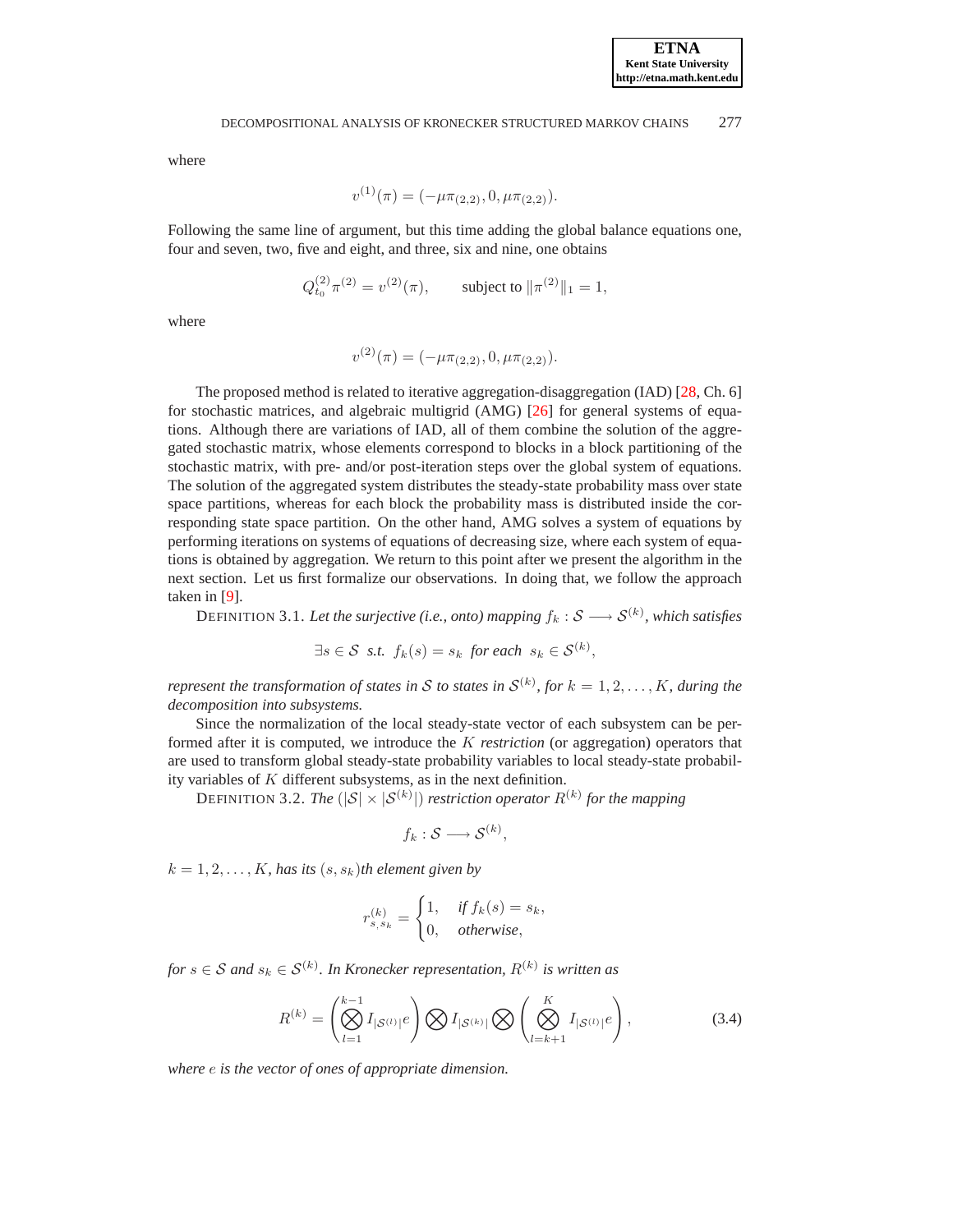where

$$v^{(1)}(\pi) = (-\mu\pi_{(2,2)}, 0, \mu\pi_{(2,2)}).$$

Following the same line of argument, but this time adding the global balance equations one, four and seven, two, five and eight, and three, six and nine, one obtains

$$Q^{(2)}_{t_0}\pi^{(2)} = v^{(2)}(\pi), \qquad \text{subject to } \|\pi^{(2)}\|_1 = 1,$$

where

$$v^{(2)}(\pi) = (-\mu\pi_{(2,2)}, 0, \mu\pi_{(2,2)}).$$

The proposed method is related to iterative aggregation-disaggregation (IAD) [28, Ch. 6] for stochastic matrices, and algebraic multigrid (AMG) [26] for general systems of equations. Although there are variations of IAD, all of them combine the solution of the aggregated stochastic matrix, whose elements correspond to blocks in a block partitioning of the stochastic matrix, with pre- and/or post-iteration steps over the global system of equations. The solution of the aggregated system distributes the steady-state probability mass over state space partitions, whereas for each block the probability mass is distributed inside the corresponding state space partition. On the other hand, AMG solves a system of equations by performing iterations on systems of equations of decreasing size, where each system of equations is obtained by aggregation. We return to this point after we present the algorithm in the next section. Let us first formalize our observations. In doing that, we follow the approach taken in [9].

DEFINITION 3.1. *Let the surjective (i.e., onto) mapping $f_k : \mathcal{S} \longrightarrow \mathcal{S}^{(k)}$, which satisfies*

$$\exists s \in \mathcal{S} \;\; \text{s.t.} \;\; f_k(s) = s_k \;\; \text{for each} \;\; s_k \in \mathcal{S}^{(k)},$$

*represent the transformation of states in $\mathcal{S}$ to states in $\mathcal{S}^{(k)}$, for $k = 1, 2, \ldots, K$, during the decomposition into subsystems.*

Since the normalization of the local steady-state vector of each subsystem can be performed after it is computed, we introduce the $K$ *restriction* (or aggregation) operators that are used to transform global steady-state probability variables to local steady-state probability variables of $K$ different subsystems, as in the next definition.

DEFINITION 3.2. *The $(|\mathcal{S}| \times |\mathcal{S}^{(k)}|)$ restriction operator $R^{(k)}$ for the mapping*

$$f_k : \mathcal{S} \longrightarrow \mathcal{S}^{(k)},$$

*$k = 1, 2, \ldots, K$, has its $(s, s_k)$th element given by*

$$r^{(k)}_{s,s_k} = \begin{cases} 1, & \text{if } f_k(s) = s_k, \\ 0, & \text{otherwise}, \end{cases}$$

*for $s \in \mathcal{S}$ and $s_k \in \mathcal{S}^{(k)}$. In Kronecker representation, $R^{(k)}$ is written as*

$$R^{(k)} = \left( \bigotimes_{l=1}^{k-1} I_{|\mathcal{S}^{(l)}|} e \right) \bigotimes I_{|\mathcal{S}^{(k)}|} \bigotimes \left( \bigotimes_{l=k+1}^{K} I_{|\mathcal{S}^{(l)}|} e \right), \tag{3.4}$$

*where $e$ is the vector of ones of appropriate dimension.*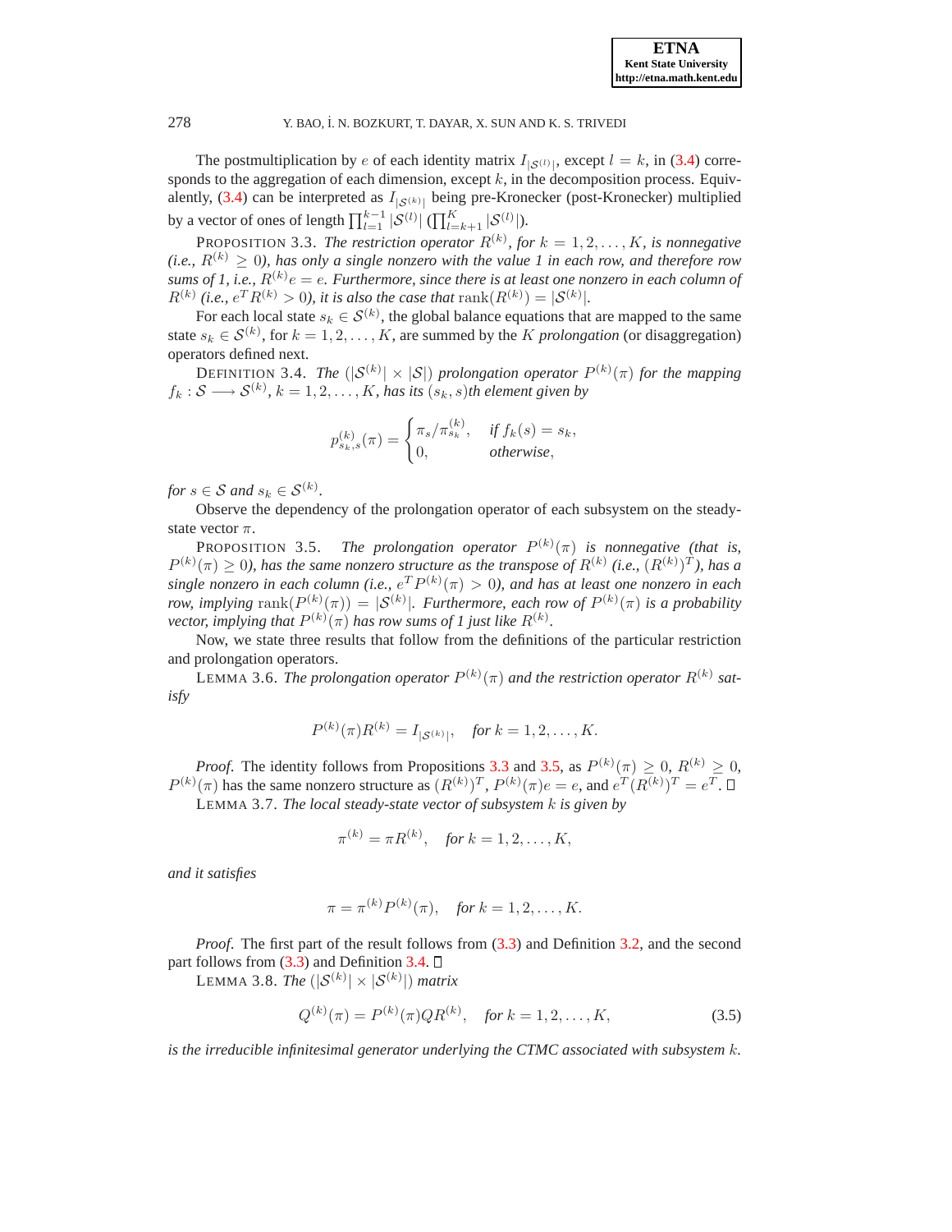The postmultiplication by $e$ of each identity matrix $I_{|\mathcal{S}^{(l)}|}$, except $l = k$, in (3.4) corresponds to the aggregation of each dimension, except $k$, in the decomposition process. Equivalently, (3.4) can be interpreted as $I_{|\mathcal{S}^{(k)}|}$ being pre-Kronecker (post-Kronecker) multiplied by a vector of ones of length $\prod_{l=1}^{k-1} |\mathcal{S}^{(l)}|$ ($\prod_{l=k+1}^{K} |\mathcal{S}^{(l)}|$).

PROPOSITION 3.3. *The restriction operator $R^{(k)}$, for $k = 1, 2, \ldots, K$, is nonnegative (i.e., $R^{(k)} \geq 0$), has only a single nonzero with the value 1 in each row, and therefore row sums of 1, i.e., $R^{(k)}e = e$. Furthermore, since there is at least one nonzero in each column of $R^{(k)}$ (i.e., $e^T R^{(k)} > 0$), it is also the case that $\operatorname{rank}(R^{(k)}) = |\mathcal{S}^{(k)}|$.*

For each local state $s_k \in \mathcal{S}^{(k)}$, the global balance equations that are mapped to the same state $s_k \in \mathcal{S}^{(k)}$, for $k = 1, 2, \ldots, K$, are summed by the $K$ *prolongation* (or disaggregation) operators defined next.

DEFINITION 3.4. *The ($|\mathcal{S}^{(k)}| \times |\mathcal{S}|$) prolongation operator $P^{(k)}(\pi)$ for the mapping $f_k : \mathcal{S} \longrightarrow \mathcal{S}^{(k)}$, $k = 1, 2, \ldots, K$, has its $(s_k, s)$th element given by*

$$p^{(k)}_{s_k,s}(\pi) = \begin{cases} \pi_s/\pi^{(k)}_{s_k}, & \text{if } f_k(s) = s_k, \\ 0, & \text{otherwise}, \end{cases}$$

*for $s \in \mathcal{S}$ and $s_k \in \mathcal{S}^{(k)}$.*

Observe the dependency of the prolongation operator of each subsystem on the steady-state vector $\pi$.

PROPOSITION 3.5. *The prolongation operator $P^{(k)}(\pi)$ is nonnegative (that is, $P^{(k)}(\pi) \geq 0$), has the same nonzero structure as the transpose of $R^{(k)}$ (i.e., $(R^{(k)})^T$), has a single nonzero in each column (i.e., $e^T P^{(k)}(\pi) > 0$), and has at least one nonzero in each row, implying $\operatorname{rank}(P^{(k)}(\pi)) = |\mathcal{S}^{(k)}|$. Furthermore, each row of $P^{(k)}(\pi)$ is a probability vector, implying that $P^{(k)}(\pi)$ has row sums of 1 just like $R^{(k)}$.*

Now, we state three results that follow from the definitions of the particular restriction and prolongation operators.

LEMMA 3.6. *The prolongation operator $P^{(k)}(\pi)$ and the restriction operator $R^{(k)}$ satisfy*

$$P^{(k)}(\pi)R^{(k)} = I_{|\mathcal{S}^{(k)}|}, \quad \text{for } k = 1, 2, \ldots, K.$$

*Proof*. The identity follows from Propositions 3.3 and 3.5, as $P^{(k)}(\pi) \geq 0$, $R^{(k)} \geq 0$, $P^{(k)}(\pi)$ has the same nonzero structure as $(R^{(k)})^T$, $P^{(k)}(\pi)e = e$, and $e^T (R^{(k)})^T = e^T$. □

LEMMA 3.7. *The local steady-state vector of subsystem $k$ is given by*

$$\pi^{(k)} = \pi R^{(k)}, \quad \text{for } k = 1, 2, \ldots, K,$$

*and it satisfies*

$$\pi = \pi^{(k)} P^{(k)}(\pi), \quad \text{for } k = 1, 2, \ldots, K.$$

*Proof*. The first part of the result follows from (3.3) and Definition 3.2, and the second part follows from (3.3) and Definition 3.4. □

LEMMA 3.8. *The ($|\mathcal{S}^{(k)}| \times |\mathcal{S}^{(k)}|$) matrix*

$$Q^{(k)}(\pi) = P^{(k)}(\pi) Q R^{(k)}, \quad \text{for } k = 1, 2, \ldots, K, \tag{3.5}$$

*is the irreducible infinitesimal generator underlying the CTMC associated with subsystem $k$.*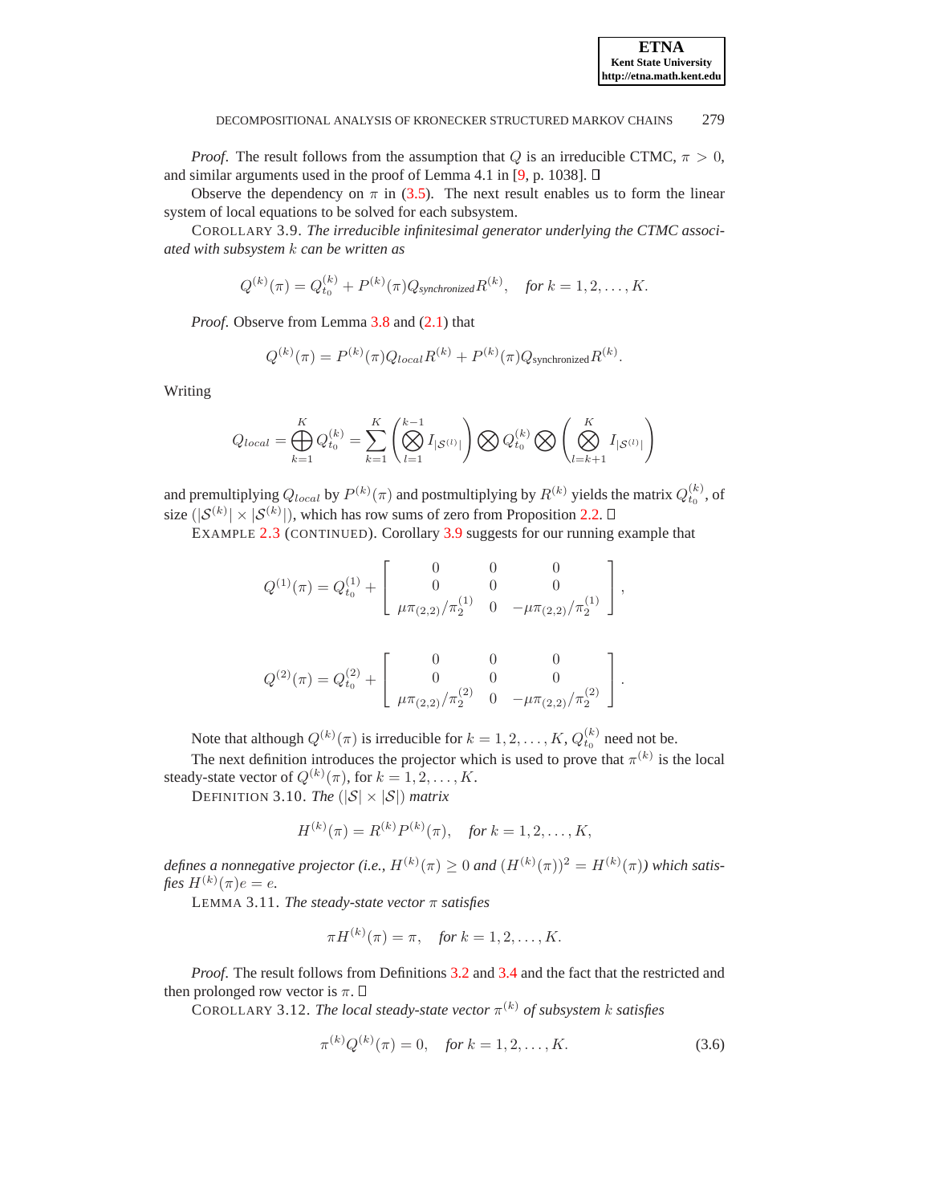*Proof*. The result follows from the assumption that $Q$ is an irreducible CTMC, $\pi > 0$, and similar arguments used in the proof of Lemma 4.1 in [9, p. 1038]. ☐

Observe the dependency on $\pi$ in (3.5). The next result enables us to form the linear system of local equations to be solved for each subsystem.

COROLLARY 3.9. *The irreducible infinitesimal generator underlying the CTMC associated with subsystem $k$ can be written as*

$$Q^{(k)}(\pi) = Q_{t_0}^{(k)} + P^{(k)}(\pi) Q_{\textit{synchronized}} R^{(k)}, \quad \textit{for } k = 1, 2, \ldots, K.$$

*Proof*. Observe from Lemma 3.8 and (2.1) that

$$Q^{(k)}(\pi) = P^{(k)}(\pi) Q_{local} R^{(k)} + P^{(k)}(\pi) Q_{\text{synchronized}} R^{(k)}.$$

Writing

$$Q_{local} = \bigoplus_{k=1}^{K} Q_{t_0}^{(k)} = \sum_{k=1}^{K} \left( \bigotimes_{l=1}^{k-1} I_{|\mathcal{S}^{(l)}|} \right) \bigotimes Q_{t_0}^{(k)} \bigotimes \left( \bigotimes_{l=k+1}^{K} I_{|\mathcal{S}^{(l)}|} \right)$$

and premultiplying $Q_{local}$ by $P^{(k)}(\pi)$ and postmultiplying by $R^{(k)}$ yields the matrix $Q_{t_0}^{(k)}$, of size $(|\mathcal{S}^{(k)}| \times |\mathcal{S}^{(k)}|)$, which has row sums of zero from Proposition 2.2. ☐

EXAMPLE 2.3 (CONTINUED). Corollary 3.9 suggests for our running example that

$$Q^{(1)}(\pi) = Q_{t_0}^{(1)} + \begin{bmatrix} 0 & 0 & 0 \\ 0 & 0 & 0 \\ \mu\pi_{(2,2)}/\pi_2^{(1)} & 0 & -\mu\pi_{(2,2)}/\pi_2^{(1)} \end{bmatrix},$$

$$Q^{(2)}(\pi) = Q_{t_0}^{(2)} + \begin{bmatrix} 0 & 0 & 0 \\ 0 & 0 & 0 \\ \mu\pi_{(2,2)}/\pi_2^{(2)} & 0 & -\mu\pi_{(2,2)}/\pi_2^{(2)} \end{bmatrix}.$$

Note that although $Q^{(k)}(\pi)$ is irreducible for $k = 1, 2, \ldots, K$, $Q_{t_0}^{(k)}$ need not be.

The next definition introduces the projector which is used to prove that $\pi^{(k)}$ is the local steady-state vector of $Q^{(k)}(\pi)$, for $k = 1, 2, \ldots, K$.

DEFINITION 3.10. *The $(|\mathcal{S}| \times |\mathcal{S}|)$ matrix*

$$H^{(k)}(\pi) = R^{(k)} P^{(k)}(\pi), \quad \textit{for } k = 1, 2, \ldots, K,$$

*defines a nonnegative projector (i.e., $H^{(k)}(\pi) \geq 0$ and $(H^{(k)}(\pi))^2 = H^{(k)}(\pi)$) which satisfies $H^{(k)}(\pi) e = e$.*

LEMMA 3.11. *The steady-state vector $\pi$ satisfies*

$$\pi H^{(k)}(\pi) = \pi, \quad \textit{for } k = 1, 2, \ldots, K.$$

*Proof*. The result follows from Definitions 3.2 and 3.4 and the fact that the restricted and then prolonged row vector is $\pi$. ☐

COROLLARY 3.12. *The local steady-state vector $\pi^{(k)}$ of subsystem $k$ satisfies*

$$\pi^{(k)} Q^{(k)}(\pi) = 0, \quad \textit{for } k = 1, 2, \ldots, K. \tag{3.6}$$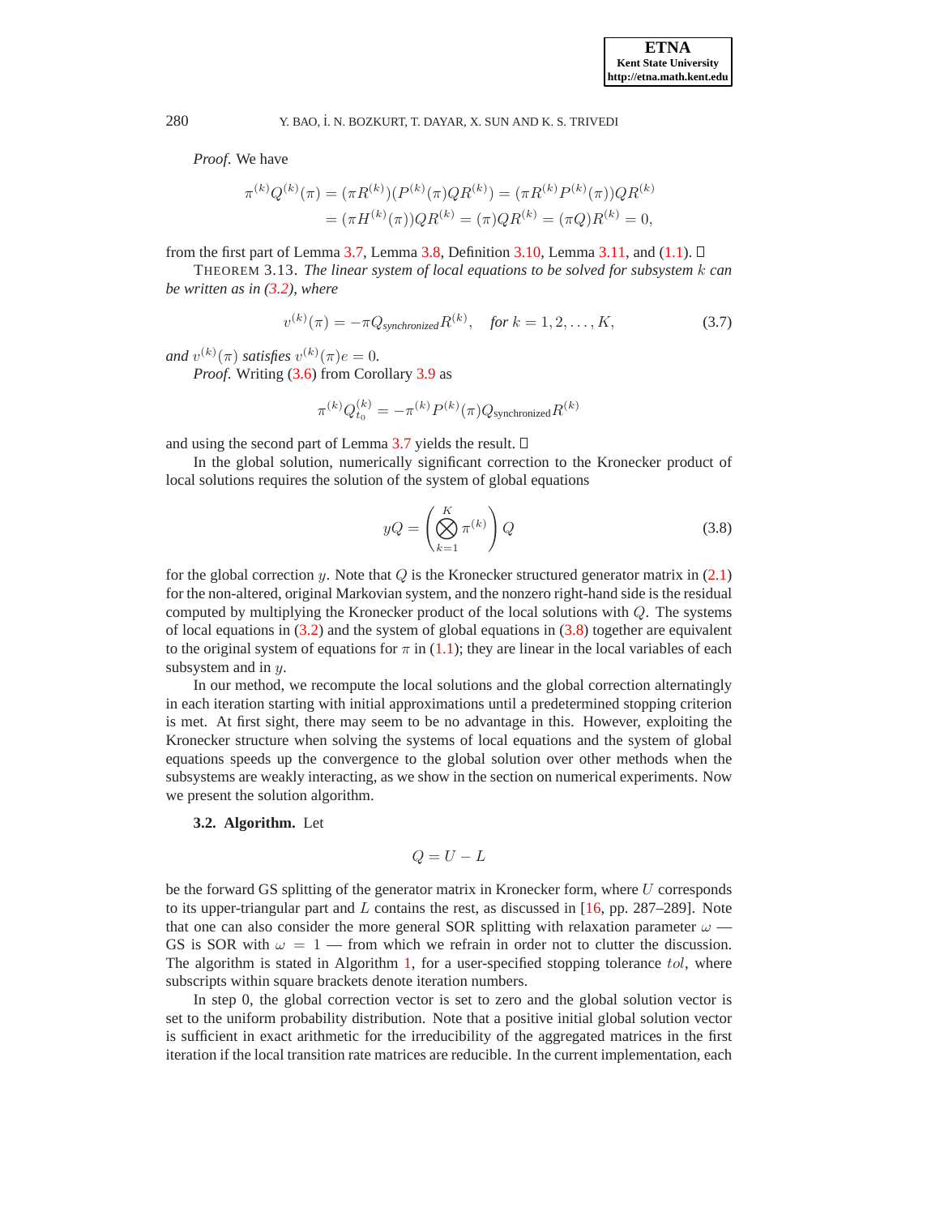*Proof.* We have

$$
\begin{aligned}
\pi^{(k)} Q^{(k)}(\pi) &= (\pi R^{(k)})(P^{(k)}(\pi) Q R^{(k)}) = (\pi R^{(k)} P^{(k)}(\pi)) Q R^{(k)} \\
&= (\pi H^{(k)}(\pi)) Q R^{(k)} = (\pi) Q R^{(k)} = (\pi Q) R^{(k)} = 0,
\end{aligned}
$$

from the first part of Lemma 3.7, Lemma 3.8, Definition 3.10, Lemma 3.11, and (1.1). ◻

THEOREM 3.13. *The linear system of local equations to be solved for subsystem $k$ can be written as in (3.2), where*

$$
v^{(k)}(\pi) = -\pi Q_{synchronized} R^{(k)}, \quad \text{for } k = 1, 2, \ldots, K, \tag{3.7}
$$

*and $v^{(k)}(\pi)$ satisfies $v^{(k)}(\pi) e = 0$.*

*Proof.* Writing (3.6) from Corollary 3.9 as

$$
\pi^{(k)} Q_{t_0}^{(k)} = -\pi^{(k)} P^{(k)}(\pi) Q_{\text{synchronized}} R^{(k)}
$$

and using the second part of Lemma 3.7 yields the result. ◻

In the global solution, numerically significant correction to the Kronecker product of local solutions requires the solution of the system of global equations

$$
yQ = \left( \bigotimes_{k=1}^{K} \pi^{(k)} \right) Q \tag{3.8}
$$

for the global correction $y$. Note that $Q$ is the Kronecker structured generator matrix in (2.1) for the non-altered, original Markovian system, and the nonzero right-hand side is the residual computed by multiplying the Kronecker product of the local solutions with $Q$. The systems of local equations in (3.2) and the system of global equations in (3.8) together are equivalent to the original system of equations for $\pi$ in (1.1); they are linear in the local variables of each subsystem and in $y$.

In our method, we recompute the local solutions and the global correction alternatingly in each iteration starting with initial approximations until a predetermined stopping criterion is met. At first sight, there may seem to be no advantage in this. However, exploiting the Kronecker structure when solving the systems of local equations and the system of global equations speeds up the convergence to the global solution over other methods when the subsystems are weakly interacting, as we show in the section on numerical experiments. Now we present the solution algorithm.

**3.2. Algorithm.** Let

$$
Q = U - L
$$

be the forward GS splitting of the generator matrix in Kronecker form, where $U$ corresponds to its upper-triangular part and $L$ contains the rest, as discussed in [16, pp. 287–289]. Note that one can also consider the more general SOR splitting with relaxation parameter $\omega$ — GS is SOR with $\omega = 1$ — from which we refrain in order not to clutter the discussion. The algorithm is stated in Algorithm 1, for a user-specified stopping tolerance $tol$, where subscripts within square brackets denote iteration numbers.

In step 0, the global correction vector is set to zero and the global solution vector is set to the uniform probability distribution. Note that a positive initial global solution vector is sufficient in exact arithmetic for the irreducibility of the aggregated matrices in the first iteration if the local transition rate matrices are reducible. In the current implementation, each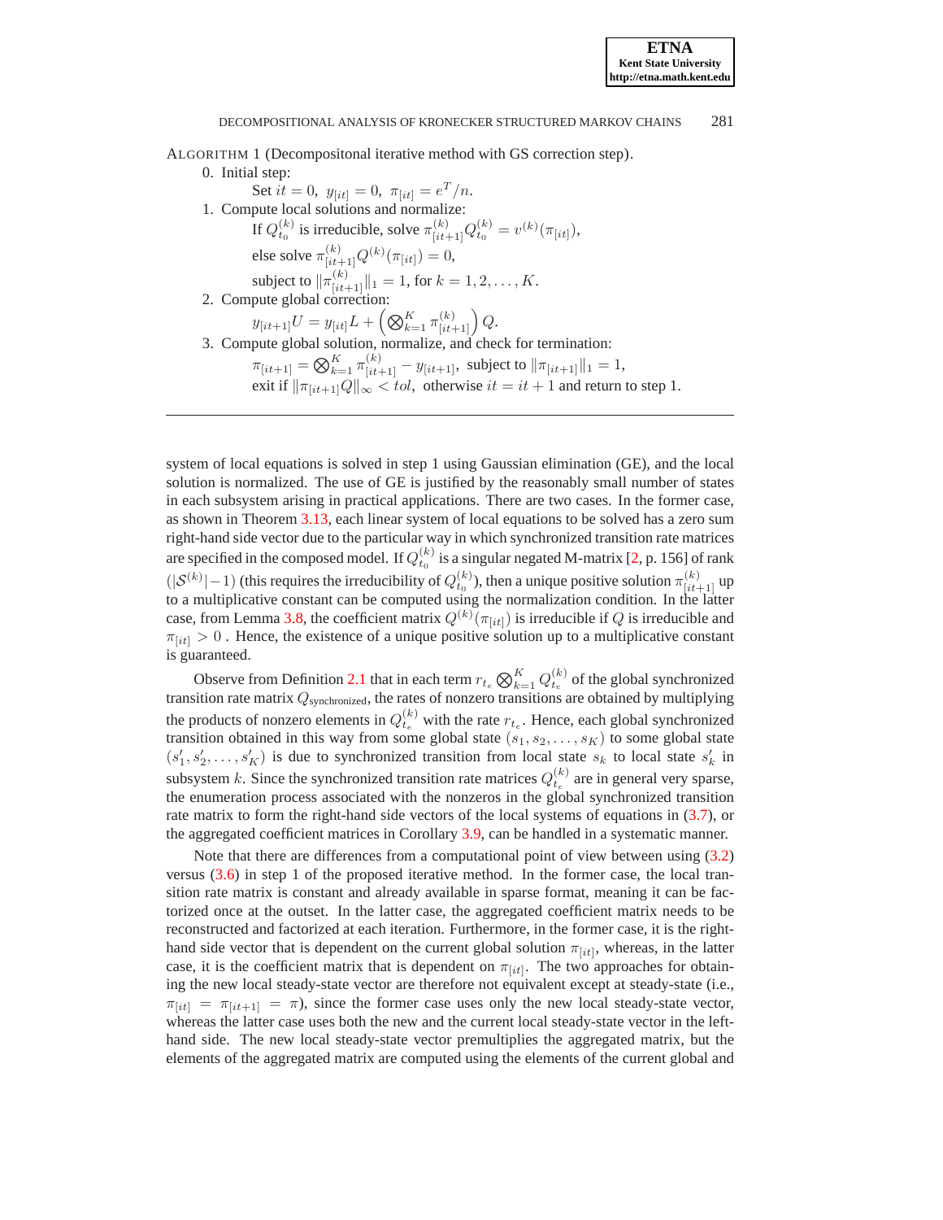ALGORITHM 1 (Decompositonal iterative method with GS correction step).

0. Initial step:

   Set $it = 0$, $y_{[it]} = 0$, $\pi_{[it]} = e^T/n$.

1. Compute local solutions and normalize:

   If $Q_{t_0}^{(k)}$ is irreducible, solve $\pi_{[it+1]}^{(k)} Q_{t_0}^{(k)} = v^{(k)}(\pi_{[it]})$,

   else solve $\pi_{[it+1]}^{(k)} Q^{(k)}(\pi_{[it]}) = 0$,

   subject to $\|\pi_{[it+1]}^{(k)}\|_1 = 1$, for $k = 1, 2, \ldots, K$.

2. Compute global correction:

   $y_{[it+1]} U = y_{[it]} L + \left( \bigotimes_{k=1}^{K} \pi_{[it+1]}^{(k)} \right) Q.$

3. Compute global solution, normalize, and check for termination:

   $\pi_{[it+1]} = \bigotimes_{k=1}^{K} \pi_{[it+1]}^{(k)} - y_{[it+1]}$, subject to $\|\pi_{[it+1]}\|_1 = 1$,

   exit if $\|\pi_{[it+1]} Q\|_\infty < tol$, otherwise $it = it + 1$ and return to step 1.

---

system of local equations is solved in step 1 using Gaussian elimination (GE), and the local solution is normalized. The use of GE is justified by the reasonably small number of states in each subsystem arising in practical applications. There are two cases. In the former case, as shown in Theorem 3.13, each linear system of local equations to be solved has a zero sum right-hand side vector due to the particular way in which synchronized transition rate matrices are specified in the composed model. If $Q_{t_0}^{(k)}$ is a singular negated M-matrix [2, p. 156] of rank $(|\mathcal{S}^{(k)}| - 1)$ (this requires the irreducibility of $Q_{t_0}^{(k)}$), then a unique positive solution $\pi_{[it+1]}^{(k)}$ up to a multiplicative constant can be computed using the normalization condition. In the latter case, from Lemma 3.8, the coefficient matrix $Q^{(k)}(\pi_{[it]})$ is irreducible if $Q$ is irreducible and $\pi_{[it]} > 0$ . Hence, the existence of a unique positive solution up to a multiplicative constant is guaranteed.

Observe from Definition 2.1 that in each term $r_{t_e} \bigotimes_{k=1}^{K} Q_{t_e}^{(k)}$ of the global synchronized transition rate matrix $Q_{\text{synchronized}}$, the rates of nonzero transitions are obtained by multiplying the products of nonzero elements in $Q_{t_e}^{(k)}$ with the rate $r_{t_e}$. Hence, each global synchronized transition obtained in this way from some global state $(s_1, s_2, \ldots, s_K)$ to some global state $(s_1', s_2', \ldots, s_K')$ is due to synchronized transition from local state $s_k$ to local state $s_k'$ in subsystem $k$. Since the synchronized transition rate matrices $Q_{t_e}^{(k)}$ are in general very sparse, the enumeration process associated with the nonzeros in the global synchronized transition rate matrix to form the right-hand side vectors of the local systems of equations in (3.7), or the aggregated coefficient matrices in Corollary 3.9, can be handled in a systematic manner.

Note that there are differences from a computational point of view between using (3.2) versus (3.6) in step 1 of the proposed iterative method. In the former case, the local transition rate matrix is constant and already available in sparse format, meaning it can be factorized once at the outset. In the latter case, the aggregated coefficient matrix needs to be reconstructed and factorized at each iteration. Furthermore, in the former case, it is the right-hand side vector that is dependent on the current global solution $\pi_{[it]}$, whereas, in the latter case, it is the coefficient matrix that is dependent on $\pi_{[it]}$. The two approaches for obtaining the new local steady-state vector are therefore not equivalent except at steady-state (i.e., $\pi_{[it]} = \pi_{[it+1]} = \pi$), since the former case uses only the new local steady-state vector, whereas the latter case uses both the new and the current local steady-state vector in the left-hand side. The new local steady-state vector premultiplies the aggregated matrix, but the elements of the aggregated matrix are computed using the elements of the current global and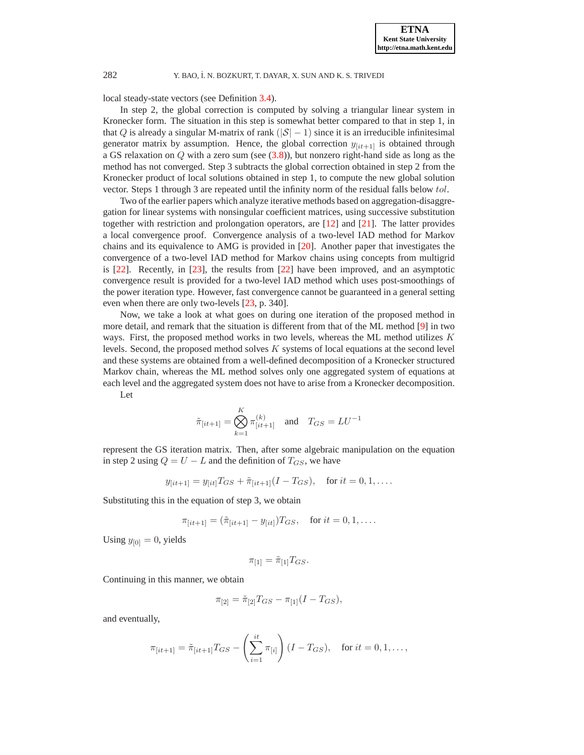local steady-state vectors (see Definition 3.4).

In step 2, the global correction is computed by solving a triangular linear system in Kronecker form. The situation in this step is somewhat better compared to that in step 1, in that $Q$ is already a singular M-matrix of rank $(|\mathcal{S}| - 1)$ since it is an irreducible infinitesimal generator matrix by assumption. Hence, the global correction $y_{[it+1]}$ is obtained through a GS relaxation on $Q$ with a zero sum (see (3.8)), but nonzero right-hand side as long as the method has not converged. Step 3 subtracts the global correction obtained in step 2 from the Kronecker product of local solutions obtained in step 1, to compute the new global solution vector. Steps 1 through 3 are repeated until the infinity norm of the residual falls below $tol$.

Two of the earlier papers which analyze iterative methods based on aggregation-disaggregation for linear systems with nonsingular coefficient matrices, using successive substitution together with restriction and prolongation operators, are [12] and [21]. The latter provides a local convergence proof. Convergence analysis of a two-level IAD method for Markov chains and its equivalence to AMG is provided in [20]. Another paper that investigates the convergence of a two-level IAD method for Markov chains using concepts from multigrid is [22]. Recently, in [23], the results from [22] have been improved, and an asymptotic convergence result is provided for a two-level IAD method which uses post-smoothings of the power iteration type. However, fast convergence cannot be guaranteed in a general setting even when there are only two-levels [23, p. 340].

Now, we take a look at what goes on during one iteration of the proposed method in more detail, and remark that the situation is different from that of the ML method [9] in two ways. First, the proposed method works in two levels, whereas the ML method utilizes $K$ levels. Second, the proposed method solves $K$ systems of local equations at the second level and these systems are obtained from a well-defined decomposition of a Kronecker structured Markov chain, whereas the ML method solves only one aggregated system of equations at each level and the aggregated system does not have to arise from a Kronecker decomposition.

Let

$$\tilde{\pi}_{[it+1]} = \bigotimes_{k=1}^{K} \pi_{[it+1]}^{(k)} \quad \text{and} \quad T_{GS} = LU^{-1}$$

represent the GS iteration matrix. Then, after some algebraic manipulation on the equation in step 2 using $Q = U - L$ and the definition of $T_{GS}$, we have

$$y_{[it+1]} = y_{[it]} T_{GS} + \tilde{\pi}_{[it+1]}(I - T_{GS}), \quad \text{for } it = 0, 1, \ldots.$$

Substituting this in the equation of step 3, we obtain

$$\pi_{[it+1]} = (\tilde{\pi}_{[it+1]} - y_{[it]}) T_{GS}, \quad \text{for } it = 0, 1, \ldots.$$

Using $y_{[0]} = 0$, yields

$$\pi_{[1]} = \tilde{\pi}_{[1]} T_{GS}.$$

Continuing in this manner, we obtain

$$\pi_{[2]} = \tilde{\pi}_{[2]} T_{GS} - \pi_{[1]}(I - T_{GS}),$$

and eventually,

$$\pi_{[it+1]} = \tilde{\pi}_{[it+1]} T_{GS} - \left( \sum_{i=1}^{it} \pi_{[i]} \right) (I - T_{GS}), \quad \text{for } it = 0, 1, \ldots,$$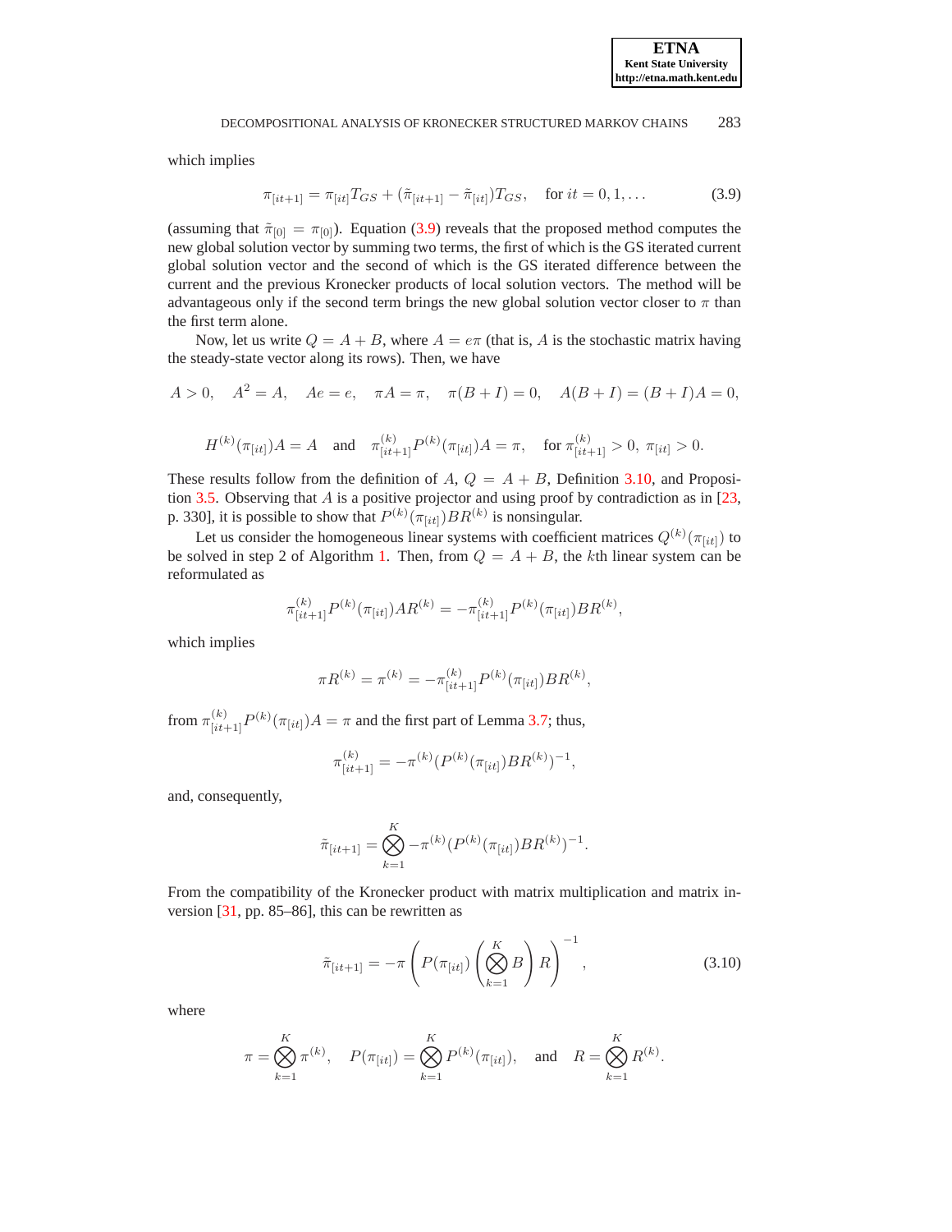which implies

$$\pi_{[it+1]} = \pi_{[it]} T_{GS} + (\tilde{\pi}_{[it+1]} - \tilde{\pi}_{[it]}) T_{GS}, \quad \text{for } it = 0, 1, \ldots \tag{3.9}$$

(assuming that $\tilde{\pi}_{[0]} = \pi_{[0]}$). Equation (3.9) reveals that the proposed method computes the new global solution vector by summing two terms, the first of which is the GS iterated current global solution vector and the second of which is the GS iterated difference between the current and the previous Kronecker products of local solution vectors. The method will be advantageous only if the second term brings the new global solution vector closer to $\pi$ than the first term alone.

Now, let us write $Q = A + B$, where $A = e\pi$ (that is, $A$ is the stochastic matrix having the steady-state vector along its rows). Then, we have

$$A > 0, \quad A^2 = A, \quad Ae = e, \quad \pi A = \pi, \quad \pi(B + I) = 0, \quad A(B + I) = (B + I)A = 0,$$

$$H^{(k)}(\pi_{[it]})A = A \quad \text{and} \quad \pi_{[it+1]}^{(k)} P^{(k)}(\pi_{[it]})A = \pi, \quad \text{for } \pi_{[it+1]}^{(k)} > 0, \ \pi_{[it]} > 0.$$

These results follow from the definition of $A$, $Q = A + B$, Definition 3.10, and Proposition 3.5. Observing that $A$ is a positive projector and using proof by contradiction as in [23, p. 330], it is possible to show that $P^{(k)}(\pi_{[it]})BR^{(k)}$ is nonsingular.

Let us consider the homogeneous linear systems with coefficient matrices $Q^{(k)}(\pi_{[it]})$ to be solved in step 2 of Algorithm 1. Then, from $Q = A + B$, the $k$th linear system can be reformulated as

$$\pi_{[it+1]}^{(k)} P^{(k)}(\pi_{[it]})AR^{(k)} = -\pi_{[it+1]}^{(k)} P^{(k)}(\pi_{[it]})BR^{(k)},$$

which implies

$$\pi R^{(k)} = \pi^{(k)} = -\pi_{[it+1]}^{(k)} P^{(k)}(\pi_{[it]})BR^{(k)},$$

from $\pi_{[it+1]}^{(k)} P^{(k)}(\pi_{[it]})A = \pi$ and the first part of Lemma 3.7; thus,

$$\pi_{[it+1]}^{(k)} = -\pi^{(k)} (P^{(k)}(\pi_{[it]})BR^{(k)})^{-1},$$

and, consequently,

$$\tilde{\pi}_{[it+1]} = \bigotimes_{k=1}^{K} -\pi^{(k)} (P^{(k)}(\pi_{[it]})BR^{(k)})^{-1}.$$

From the compatibility of the Kronecker product with matrix multiplication and matrix inversion [31, pp. 85–86], this can be rewritten as

$$\tilde{\pi}_{[it+1]} = -\pi \left( P(\pi_{[it]}) \left( \bigotimes_{k=1}^{K} B \right) R \right)^{-1}, \tag{3.10}$$

where

$$\pi = \bigotimes_{k=1}^{K} \pi^{(k)}, \quad P(\pi_{[it]}) = \bigotimes_{k=1}^{K} P^{(k)}(\pi_{[it]}), \quad \text{and} \quad R = \bigotimes_{k=1}^{K} R^{(k)}.$$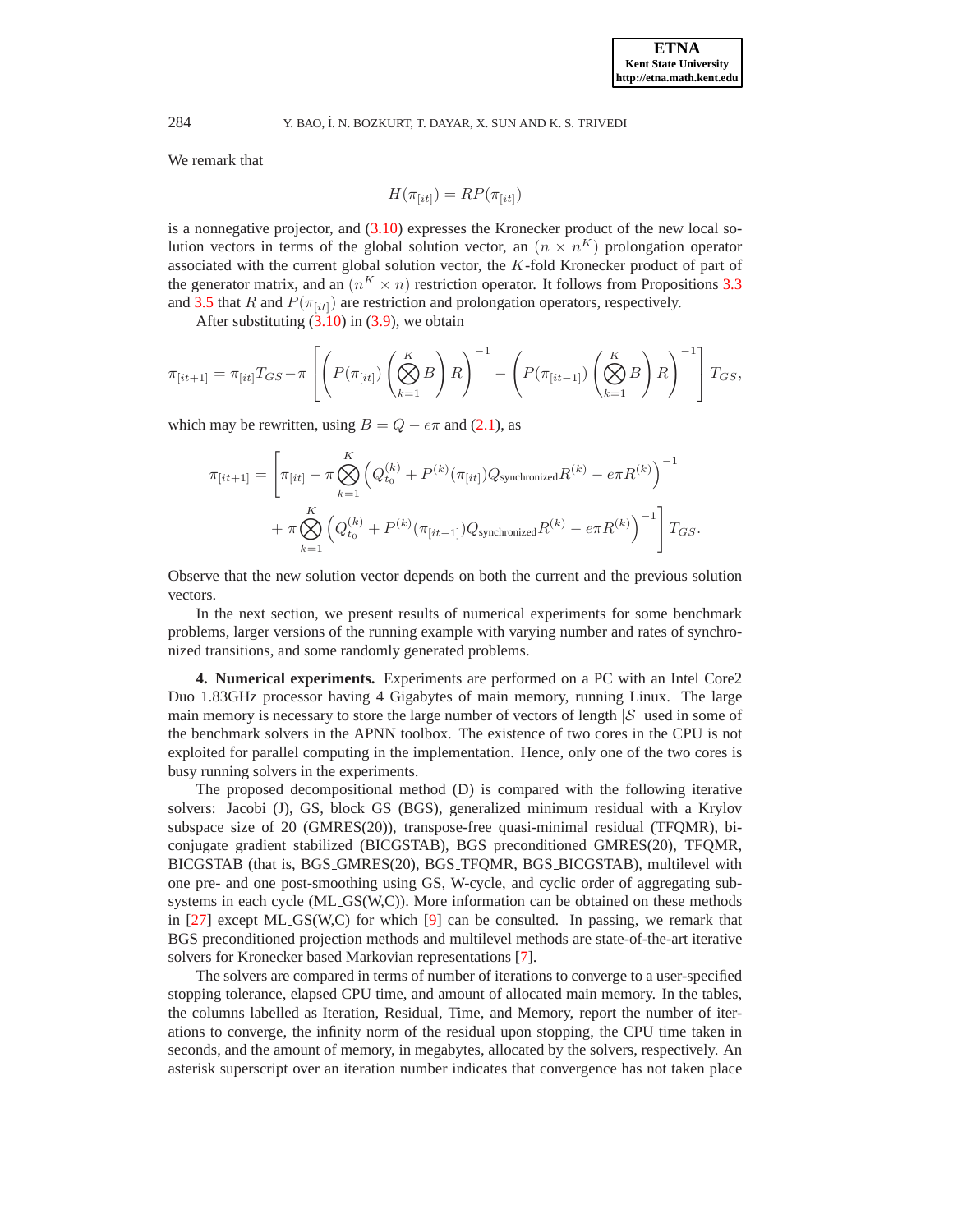We remark that

$$H(\pi_{[it]}) = RP(\pi_{[it]})$$

is a nonnegative projector, and (3.10) expresses the Kronecker product of the new local solution vectors in terms of the global solution vector, an $(n \times n^K)$ prolongation operator associated with the current global solution vector, the $K$-fold Kronecker product of part of the generator matrix, and an $(n^K \times n)$ restriction operator. It follows from Propositions 3.3 and 3.5 that $R$ and $P(\pi_{[it]})$ are restriction and prolongation operators, respectively.

After substituting (3.10) in (3.9), we obtain

$$\pi_{[it+1]} = \pi_{[it]} T_{GS} - \pi \left[ \left( P(\pi_{[it]}) \left( \bigotimes_{k=1}^{K} B \right) R \right)^{-1} - \left( P(\pi_{[it-1]}) \left( \bigotimes_{k=1}^{K} B \right) R \right)^{-1} \right] T_{GS},$$

which may be rewritten, using $B = Q - e\pi$ and (2.1), as

$$\begin{aligned}\pi_{[it+1]} = \Bigg[ \pi_{[it]} &- \pi \bigotimes_{k=1}^{K} \left( Q_{t_0}^{(k)} + P^{(k)}(\pi_{[it]}) Q_{\text{synchronized}} R^{(k)} - e\pi R^{(k)} \right)^{-1} \\ &+ \pi \bigotimes_{k=1}^{K} \left( Q_{t_0}^{(k)} + P^{(k)}(\pi_{[it-1]}) Q_{\text{synchronized}} R^{(k)} - e\pi R^{(k)} \right)^{-1} \Bigg] T_{GS}.\end{aligned}$$

Observe that the new solution vector depends on both the current and the previous solution vectors.

In the next section, we present results of numerical experiments for some benchmark problems, larger versions of the running example with varying number and rates of synchronized transitions, and some randomly generated problems.

**4. Numerical experiments.** Experiments are performed on a PC with an Intel Core2 Duo 1.83GHz processor having 4 Gigabytes of main memory, running Linux. The large main memory is necessary to store the large number of vectors of length $|\mathcal{S}|$ used in some of the benchmark solvers in the APNN toolbox. The existence of two cores in the CPU is not exploited for parallel computing in the implementation. Hence, only one of the two cores is busy running solvers in the experiments.

The proposed decompositional method (D) is compared with the following iterative solvers: Jacobi (J), GS, block GS (BGS), generalized minimum residual with a Krylov subspace size of 20 (GMRES(20)), transpose-free quasi-minimal residual (TFQMR), biconjugate gradient stabilized (BICGSTAB), BGS preconditioned GMRES(20), TFQMR, BICGSTAB (that is, BGS_GMRES(20), BGS_TFQMR, BGS_BICGSTAB), multilevel with one pre- and one post-smoothing using GS, W-cycle, and cyclic order of aggregating subsystems in each cycle (ML_GS(W,C)). More information can be obtained on these methods in [27] except ML_GS(W,C) for which [9] can be consulted. In passing, we remark that BGS preconditioned projection methods and multilevel methods are state-of-the-art iterative solvers for Kronecker based Markovian representations [7].

The solvers are compared in terms of number of iterations to converge to a user-specified stopping tolerance, elapsed CPU time, and amount of allocated main memory. In the tables, the columns labelled as Iteration, Residual, Time, and Memory, report the number of iterations to converge, the infinity norm of the residual upon stopping, the CPU time taken in seconds, and the amount of memory, in megabytes, allocated by the solvers, respectively. An asterisk superscript over an iteration number indicates that convergence has not taken place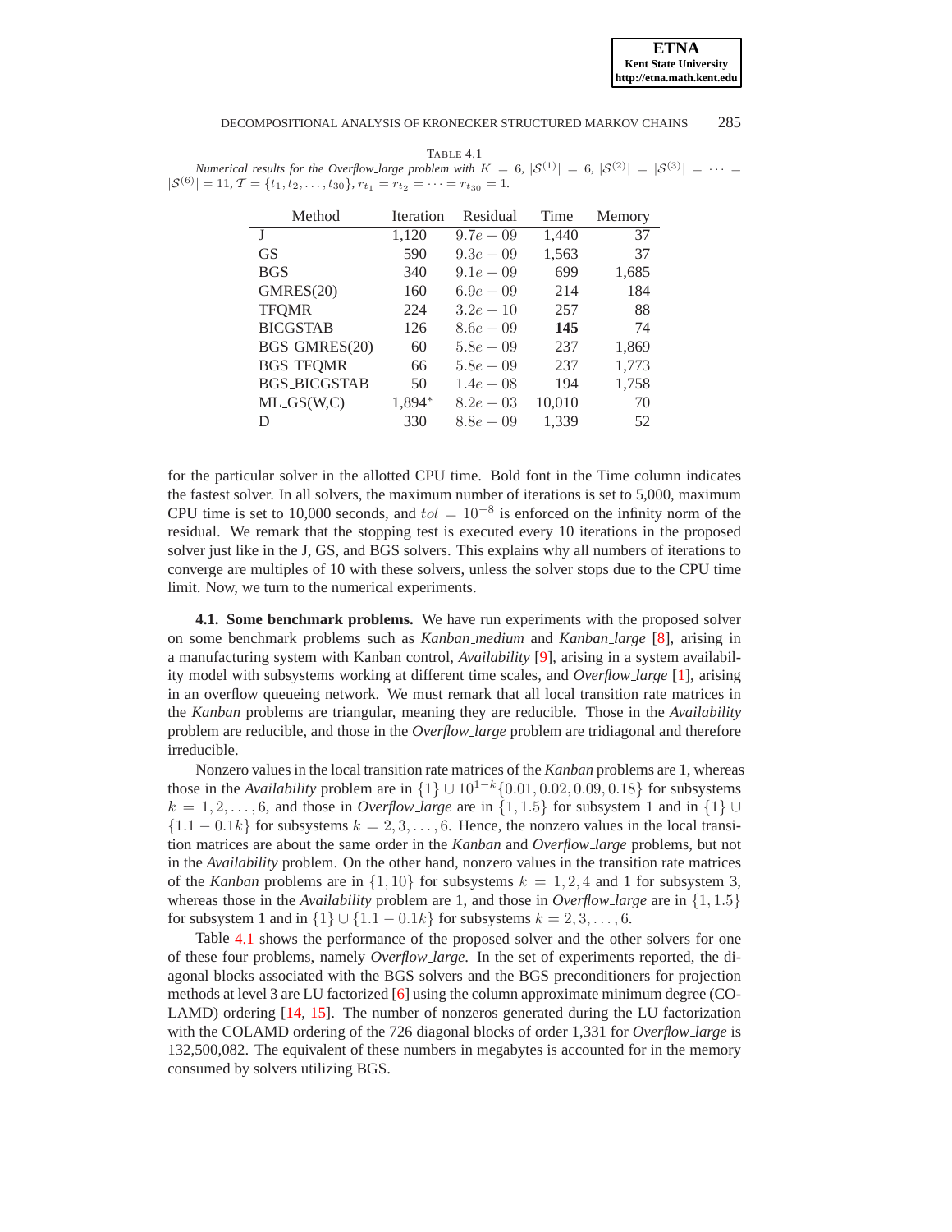TABLE 4.1

*Numerical results for the Overflow_large problem with $K = 6$, $|\mathcal{S}^{(1)}| = 6$, $|\mathcal{S}^{(2)}| = |\mathcal{S}^{(3)}| = \cdots = |\mathcal{S}^{(6)}| = 11$, $\mathcal{T} = \{t_1, t_2, \ldots, t_{30}\}$, $r_{t_1} = r_{t_2} = \cdots = r_{t_{30}} = 1$.*

| Method | Iteration | Residual | Time | Memory |
|---|---|---|---|---|
| J | 1,120 | $9.7e-09$ | 1,440 | 37 |
| GS | 590 | $9.3e-09$ | 1,563 | 37 |
| BGS | 340 | $9.1e-09$ | 699 | 1,685 |
| GMRES(20) | 160 | $6.9e-09$ | 214 | 184 |
| TFQMR | 224 | $3.2e-10$ | 257 | 88 |
| BICGSTAB | 126 | $8.6e-09$ | **145** | 74 |
| BGS_GMRES(20) | 60 | $5.8e-09$ | 237 | 1,869 |
| BGS_TFQMR | 66 | $5.8e-09$ | 237 | 1,773 |
| BGS_BICGSTAB | 50 | $1.4e-08$ | 194 | 1,758 |
| ML_GS(W,C) | 1,894* | $8.2e-03$ | 10,010 | 70 |
| D | 330 | $8.8e-09$ | 1,339 | 52 |

for the particular solver in the allotted CPU time. Bold font in the Time column indicates the fastest solver. In all solvers, the maximum number of iterations is set to 5,000, maximum CPU time is set to 10,000 seconds, and $tol = 10^{-8}$ is enforced on the infinity norm of the residual. We remark that the stopping test is executed every 10 iterations in the proposed solver just like in the J, GS, and BGS solvers. This explains why all numbers of iterations to converge are multiples of 10 with these solvers, unless the solver stops due to the CPU time limit. Now, we turn to the numerical experiments.

**4.1. Some benchmark problems.** We have run experiments with the proposed solver on some benchmark problems such as *Kanban_medium* and *Kanban_large* [8], arising in a manufacturing system with Kanban control, *Availability* [9], arising in a system availability model with subsystems working at different time scales, and *Overflow_large* [1], arising in an overflow queueing network. We must remark that all local transition rate matrices in the *Kanban* problems are triangular, meaning they are reducible. Those in the *Availability* problem are reducible, and those in the *Overflow_large* problem are tridiagonal and therefore irreducible.

Nonzero values in the local transition rate matrices of the *Kanban* problems are 1, whereas those in the *Availability* problem are in $\{1\} \cup 10^{1-k}\{0.01, 0.02, 0.09, 0.18\}$ for subsystems $k = 1, 2, \ldots, 6$, and those in *Overflow_large* are in $\{1, 1.5\}$ for subsystem 1 and in $\{1\} \cup \{1.1 - 0.1k\}$ for subsystems $k = 2, 3, \ldots, 6$. Hence, the nonzero values in the local transition matrices are about the same order in the *Kanban* and *Overflow_large* problems, but not in the *Availability* problem. On the other hand, nonzero values in the transition rate matrices of the *Kanban* problems are in $\{1, 10\}$ for subsystems $k = 1, 2, 4$ and 1 for subsystem 3, whereas those in the *Availability* problem are 1, and those in *Overflow_large* are in $\{1, 1.5\}$ for subsystem 1 and in $\{1\} \cup \{1.1 - 0.1k\}$ for subsystems $k = 2, 3, \ldots, 6$.

Table 4.1 shows the performance of the proposed solver and the other solvers for one of these four problems, namely *Overflow_large*. In the set of experiments reported, the diagonal blocks associated with the BGS solvers and the BGS preconditioners for projection methods at level 3 are LU factorized [6] using the column approximate minimum degree (COLAMD) ordering [14, 15]. The number of nonzeros generated during the LU factorization with the COLAMD ordering of the 726 diagonal blocks of order 1,331 for *Overflow_large* is 132,500,082. The equivalent of these numbers in megabytes is accounted for in the memory consumed by solvers utilizing BGS.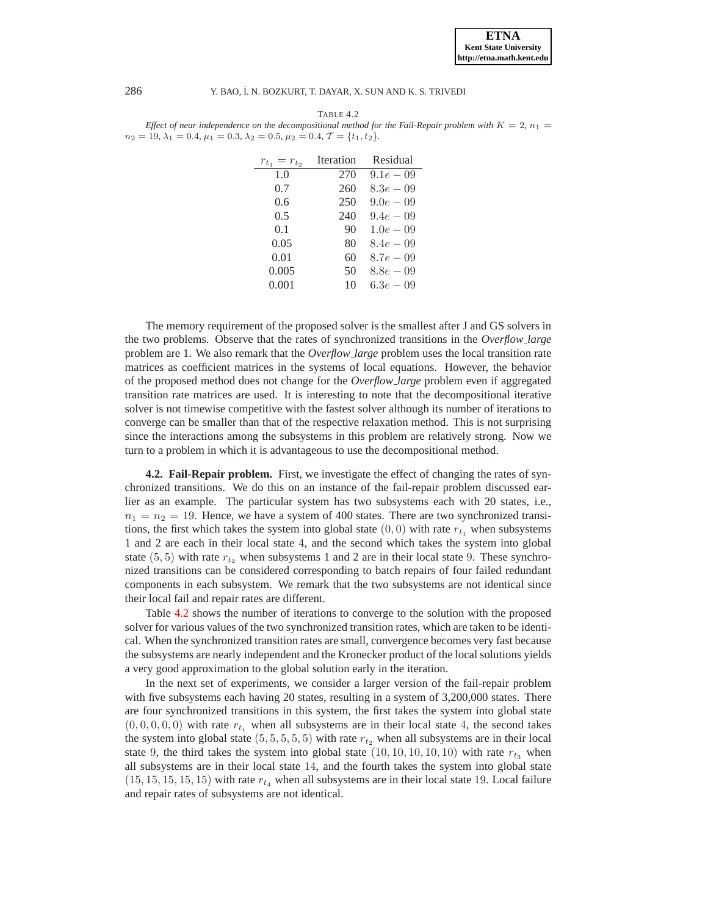TABLE 4.2

*Effect of near independence on the decompositional method for the Fail-Repair problem with $K = 2$, $n_1 = n_2 = 19$, $\lambda_1 = 0.4$, $\mu_1 = 0.3$, $\lambda_2 = 0.5$, $\mu_2 = 0.4$, $\mathcal{T} = \{t_1, t_2\}$.*

| $r_{t_1} = r_{t_2}$ | Iteration | Residual |
|---|---|---|
| 1.0 | 270 | $9.1e-09$ |
| 0.7 | 260 | $8.3e-09$ |
| 0.6 | 250 | $9.0e-09$ |
| 0.5 | 240 | $9.4e-09$ |
| 0.1 | 90 | $1.0e-09$ |
| 0.05 | 80 | $8.4e-09$ |
| 0.01 | 60 | $8.7e-09$ |
| 0.005 | 50 | $8.8e-09$ |
| 0.001 | 10 | $6.3e-09$ |

The memory requirement of the proposed solver is the smallest after J and GS solvers in the two problems. Observe that the rates of synchronized transitions in the *Overflow_large* problem are 1. We also remark that the *Overflow_large* problem uses the local transition rate matrices as coefficient matrices in the systems of local equations. However, the behavior of the proposed method does not change for the *Overflow_large* problem even if aggregated transition rate matrices are used. It is interesting to note that the decompositional iterative solver is not timewise competitive with the fastest solver although its number of iterations to converge can be smaller than that of the respective relaxation method. This is not surprising since the interactions among the subsystems in this problem are relatively strong. Now we turn to a problem in which it is advantageous to use the decompositional method.

**4.2. Fail-Repair problem.** First, we investigate the effect of changing the rates of synchronized transitions. We do this on an instance of the fail-repair problem discussed earlier as an example. The particular system has two subsystems each with 20 states, i.e., $n_1 = n_2 = 19$. Hence, we have a system of 400 states. There are two synchronized transitions, the first which takes the system into global state $(0, 0)$ with rate $r_{t_1}$ when subsystems 1 and 2 are each in their local state $4$, and the second which takes the system into global state $(5, 5)$ with rate $r_{t_2}$ when subsystems 1 and 2 are in their local state $9$. These synchronized transitions can be considered corresponding to batch repairs of four failed redundant components in each subsystem. We remark that the two subsystems are not identical since their local fail and repair rates are different.

Table 4.2 shows the number of iterations to converge to the solution with the proposed solver for various values of the two synchronized transition rates, which are taken to be identical. When the synchronized transition rates are small, convergence becomes very fast because the subsystems are nearly independent and the Kronecker product of the local solutions yields a very good approximation to the global solution early in the iteration.

In the next set of experiments, we consider a larger version of the fail-repair problem with five subsystems each having 20 states, resulting in a system of 3,200,000 states. There are four synchronized transitions in this system, the first takes the system into global state $(0, 0, 0, 0, 0)$ with rate $r_{t_1}$ when all subsystems are in their local state $4$, the second takes the system into global state $(5, 5, 5, 5, 5)$ with rate $r_{t_2}$ when all subsystems are in their local state $9$, the third takes the system into global state $(10, 10, 10, 10, 10)$ with rate $r_{t_3}$ when all subsystems are in their local state $14$, and the fourth takes the system into global state $(15, 15, 15, 15, 15)$ with rate $r_{t_4}$ when all subsystems are in their local state $19$. Local failure and repair rates of subsystems are not identical.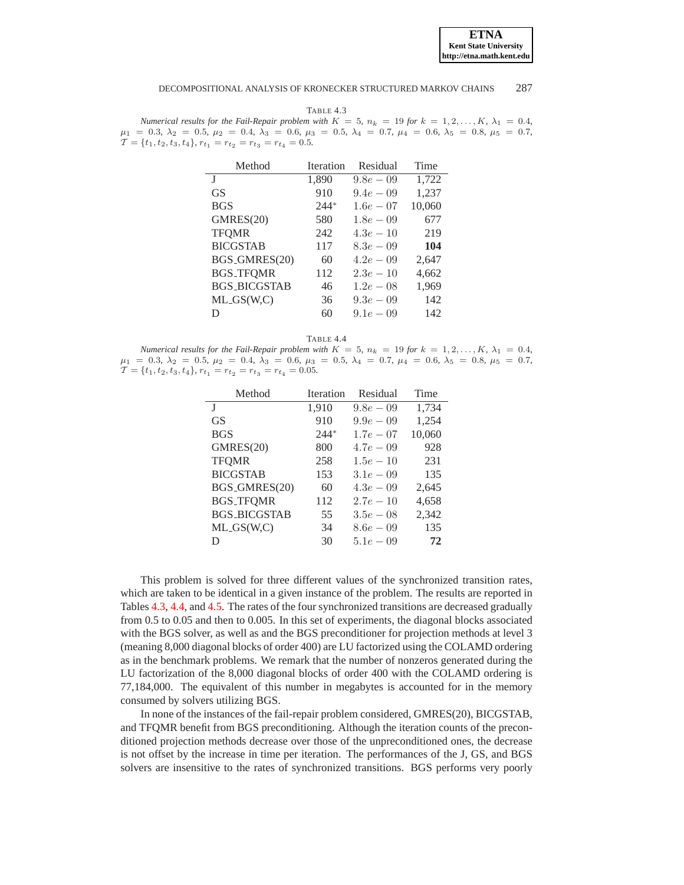TABLE 4.3

*Numerical results for the Fail-Repair problem with* $K = 5$, $n_k = 19$ *for* $k = 1, 2, \ldots, K$, $\lambda_1 = 0.4$, $\mu_1 = 0.3$, $\lambda_2 = 0.5$, $\mu_2 = 0.4$, $\lambda_3 = 0.6$, $\mu_3 = 0.5$, $\lambda_4 = 0.7$, $\mu_4 = 0.6$, $\lambda_5 = 0.8$, $\mu_5 = 0.7$, $\mathcal{T} = \{t_1, t_2, t_3, t_4\}$, $r_{t_1} = r_{t_2} = r_{t_3} = r_{t_4} = 0.5$.

| Method | Iteration | Residual | Time |
|---|---|---|---|
| J | 1,890 | $9.8e-09$ | 1,722 |
| GS | 910 | $9.4e-09$ | 1,237 |
| BGS | $244^*$ | $1.6e-07$ | 10,060 |
| GMRES(20) | 580 | $1.8e-09$ | 677 |
| TFQMR | 242 | $4.3e-10$ | 219 |
| BICGSTAB | 117 | $8.3e-09$ | **104** |
| BGS_GMRES(20) | 60 | $4.2e-09$ | 2,647 |
| BGS_TFQMR | 112 | $2.3e-10$ | 4,662 |
| BGS_BICGSTAB | 46 | $1.2e-08$ | 1,969 |
| ML_GS(W,C) | 36 | $9.3e-09$ | 142 |
| D | 60 | $9.1e-09$ | 142 |

TABLE 4.4

*Numerical results for the Fail-Repair problem with* $K = 5$, $n_k = 19$ *for* $k = 1, 2, \ldots, K$, $\lambda_1 = 0.4$, $\mu_1 = 0.3$, $\lambda_2 = 0.5$, $\mu_2 = 0.4$, $\lambda_3 = 0.6$, $\mu_3 = 0.5$, $\lambda_4 = 0.7$, $\mu_4 = 0.6$, $\lambda_5 = 0.8$, $\mu_5 = 0.7$, $\mathcal{T} = \{t_1, t_2, t_3, t_4\}$, $r_{t_1} = r_{t_2} = r_{t_3} = r_{t_4} = 0.05$.

| Method | Iteration | Residual | Time |
|---|---|---|---|
| J | 1,910 | $9.8e-09$ | 1,734 |
| GS | 910 | $9.9e-09$ | 1,254 |
| BGS | $244^*$ | $1.7e-07$ | 10,060 |
| GMRES(20) | 800 | $4.7e-09$ | 928 |
| TFQMR | 258 | $1.5e-10$ | 231 |
| BICGSTAB | 153 | $3.1e-09$ | 135 |
| BGS_GMRES(20) | 60 | $4.3e-09$ | 2,645 |
| BGS_TFQMR | 112 | $2.7e-10$ | 4,658 |
| BGS_BICGSTAB | 55 | $3.5e-08$ | 2,342 |
| ML_GS(W,C) | 34 | $8.6e-09$ | 135 |
| D | 30 | $5.1e-09$ | **72** |

This problem is solved for three different values of the synchronized transition rates, which are taken to be identical in a given instance of the problem. The results are reported in Tables 4.3, 4.4, and 4.5. The rates of the four synchronized transitions are decreased gradually from 0.5 to 0.05 and then to 0.005. In this set of experiments, the diagonal blocks associated with the BGS solver, as well as and the BGS preconditioner for projection methods at level 3 (meaning 8,000 diagonal blocks of order 400) are LU factorized using the COLAMD ordering as in the benchmark problems. We remark that the number of nonzeros generated during the LU factorization of the 8,000 diagonal blocks of order 400 with the COLAMD ordering is 77,184,000. The equivalent of this number in megabytes is accounted for in the memory consumed by solvers utilizing BGS.

In none of the instances of the fail-repair problem considered, GMRES(20), BICGSTAB, and TFQMR benefit from BGS preconditioning. Although the iteration counts of the preconditioned projection methods decrease over those of the unpreconditioned ones, the decrease is not offset by the increase in time per iteration. The performances of the J, GS, and BGS solvers are insensitive to the rates of synchronized transitions. BGS performs very poorly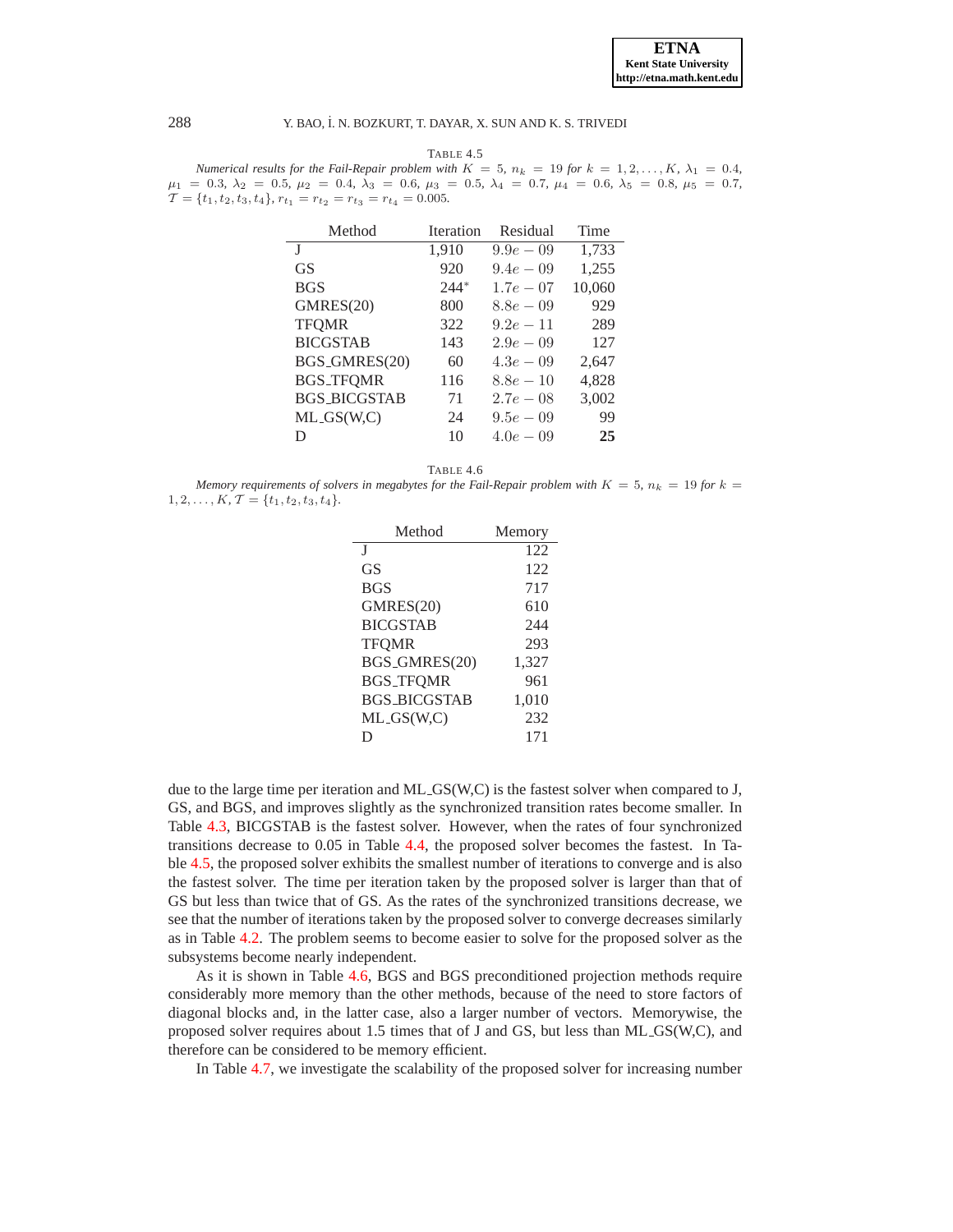TABLE 4.5
*Numerical results for the Fail-Repair problem with $K = 5$, $n_k = 19$ for $k = 1, 2, \ldots, K$, $\lambda_1 = 0.4$, $\mu_1 = 0.3$, $\lambda_2 = 0.5$, $\mu_2 = 0.4$, $\lambda_3 = 0.6$, $\mu_3 = 0.5$, $\lambda_4 = 0.7$, $\mu_4 = 0.6$, $\lambda_5 = 0.8$, $\mu_5 = 0.7$, $\mathcal{T} = \{t_1, t_2, t_3, t_4\}$, $r_{t_1} = r_{t_2} = r_{t_3} = r_{t_4} = 0.005$.*

| Method | Iteration | Residual | Time |
|---|---|---|---|
| J | 1,910 | $9.9e-09$ | 1,733 |
| GS | 920 | $9.4e-09$ | 1,255 |
| BGS | 244* | $1.7e-07$ | 10,060 |
| GMRES(20) | 800 | $8.8e-09$ | 929 |
| TFQMR | 322 | $9.2e-11$ | 289 |
| BICGSTAB | 143 | $2.9e-09$ | 127 |
| BGS_GMRES(20) | 60 | $4.3e-09$ | 2,647 |
| BGS_TFQMR | 116 | $8.8e-10$ | 4,828 |
| BGS_BICGSTAB | 71 | $2.7e-08$ | 3,002 |
| ML_GS(W,C) | 24 | $9.5e-09$ | 99 |
| D | 10 | $4.0e-09$ | **25** |

TABLE 4.6
*Memory requirements of solvers in megabytes for the Fail-Repair problem with $K = 5$, $n_k = 19$ for $k = 1, 2, \ldots, K$, $\mathcal{T} = \{t_1, t_2, t_3, t_4\}$.*

| Method | Memory |
|---|---|
| J | 122 |
| GS | 122 |
| BGS | 717 |
| GMRES(20) | 610 |
| BICGSTAB | 244 |
| TFQMR | 293 |
| BGS_GMRES(20) | 1,327 |
| BGS_TFQMR | 961 |
| BGS_BICGSTAB | 1,010 |
| ML_GS(W,C) | 232 |
| D | 171 |

due to the large time per iteration and ML_GS(W,C) is the fastest solver when compared to J, GS, and BGS, and improves slightly as the synchronized transition rates become smaller. In Table 4.3, BICGSTAB is the fastest solver. However, when the rates of four synchronized transitions decrease to 0.05 in Table 4.4, the proposed solver becomes the fastest. In Table 4.5, the proposed solver exhibits the smallest number of iterations to converge and is also the fastest solver. The time per iteration taken by the proposed solver is larger than that of GS but less than twice that of GS. As the rates of the synchronized transitions decrease, we see that the number of iterations taken by the proposed solver to converge decreases similarly as in Table 4.2. The problem seems to become easier to solve for the proposed solver as the subsystems become nearly independent.

As it is shown in Table 4.6, BGS and BGS preconditioned projection methods require considerably more memory than the other methods, because of the need to store factors of diagonal blocks and, in the latter case, also a larger number of vectors. Memorywise, the proposed solver requires about 1.5 times that of J and GS, but less than ML_GS(W,C), and therefore can be considered to be memory efficient.

In Table 4.7, we investigate the scalability of the proposed solver for increasing number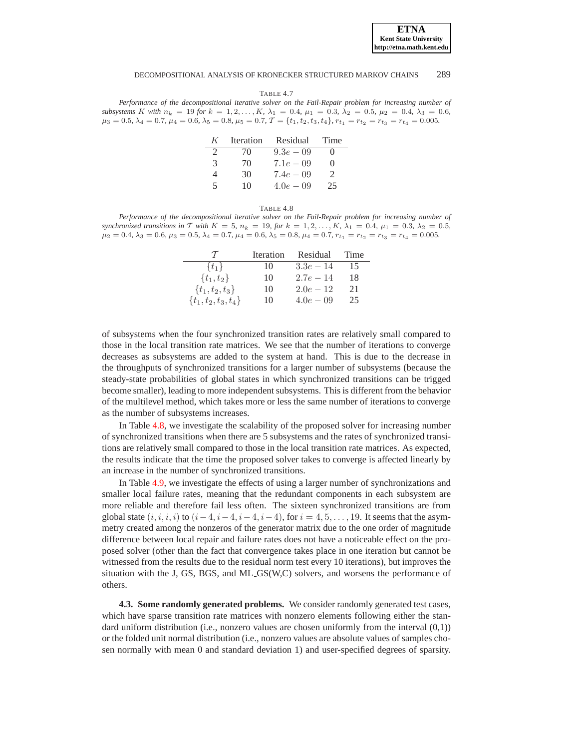TABLE 4.7

*Performance of the decompositional iterative solver on the Fail-Repair problem for increasing number of subsystems $K$ with $n_k = 19$ for $k = 1, 2, \ldots, K$, $\lambda_1 = 0.4$, $\mu_1 = 0.3$, $\lambda_2 = 0.5$, $\mu_2 = 0.4$, $\lambda_3 = 0.6$, $\mu_3 = 0.5$, $\lambda_4 = 0.7$, $\mu_4 = 0.6$, $\lambda_5 = 0.8$, $\mu_5 = 0.7$, $\mathcal{T} = \{t_1, t_2, t_3, t_4\}$, $r_{t_1} = r_{t_2} = r_{t_3} = r_{t_4} = 0.005$.*

| $K$ | Iteration | Residual | Time |
|---|---|---|---|
| 2 | 70 | $9.3e-09$ | 0 |
| 3 | 70 | $7.1e-09$ | 0 |
| 4 | 30 | $7.4e-09$ | 2 |
| 5 | 10 | $4.0e-09$ | 25 |

TABLE 4.8

*Performance of the decompositional iterative solver on the Fail-Repair problem for increasing number of synchronized transitions in $\mathcal{T}$ with $K = 5$, $n_k = 19$, for $k = 1, 2, \ldots, K$, $\lambda_1 = 0.4$, $\mu_1 = 0.3$, $\lambda_2 = 0.5$, $\mu_2 = 0.4$, $\lambda_3 = 0.6$, $\mu_3 = 0.5$, $\lambda_4 = 0.7$, $\mu_4 = 0.6$, $\lambda_5 = 0.8$, $\mu_4 = 0.7$, $r_{t_1} = r_{t_2} = r_{t_3} = r_{t_4} = 0.005$.*

| $\mathcal{T}$ | Iteration | Residual | Time |
|---|---|---|---|
| $\{t_1\}$ | 10 | $3.3e-14$ | 15 |
| $\{t_1, t_2\}$ | 10 | $2.7e-14$ | 18 |
| $\{t_1, t_2, t_3\}$ | 10 | $2.0e-12$ | 21 |
| $\{t_1, t_2, t_3, t_4\}$ | 10 | $4.0e-09$ | 25 |

of subsystems when the four synchronized transition rates are relatively small compared to those in the local transition rate matrices. We see that the number of iterations to converge decreases as subsystems are added to the system at hand. This is due to the decrease in the throughputs of synchronized transitions for a larger number of subsystems (because the steady-state probabilities of global states in which synchronized transitions can be trigged become smaller), leading to more independent subsystems. This is different from the behavior of the multilevel method, which takes more or less the same number of iterations to converge as the number of subsystems increases.

In Table 4.8, we investigate the scalability of the proposed solver for increasing number of synchronized transitions when there are 5 subsystems and the rates of synchronized transitions are relatively small compared to those in the local transition rate matrices. As expected, the results indicate that the time the proposed solver takes to converge is affected linearly by an increase in the number of synchronized transitions.

In Table 4.9, we investigate the effects of using a larger number of synchronizations and smaller local failure rates, meaning that the redundant components in each subsystem are more reliable and therefore fail less often. The sixteen synchronized transitions are from global state $(i, i, i, i)$ to $(i-4, i-4, i-4, i-4)$, for $i = 4, 5, \ldots, 19$. It seems that the asymmetry created among the nonzeros of the generator matrix due to the one order of magnitude difference between local repair and failure rates does not have a noticeable effect on the proposed solver (other than the fact that convergence takes place in one iteration but cannot be witnessed from the results due to the residual norm test every 10 iterations), but improves the situation with the J, GS, BGS, and ML_GS(W,C) solvers, and worsens the performance of others.

**4.3. Some randomly generated problems.** We consider randomly generated test cases, which have sparse transition rate matrices with nonzero elements following either the standard uniform distribution (i.e., nonzero values are chosen uniformly from the interval (0,1)) or the folded unit normal distribution (i.e., nonzero values are absolute values of samples chosen normally with mean 0 and standard deviation 1) and user-specified degrees of sparsity.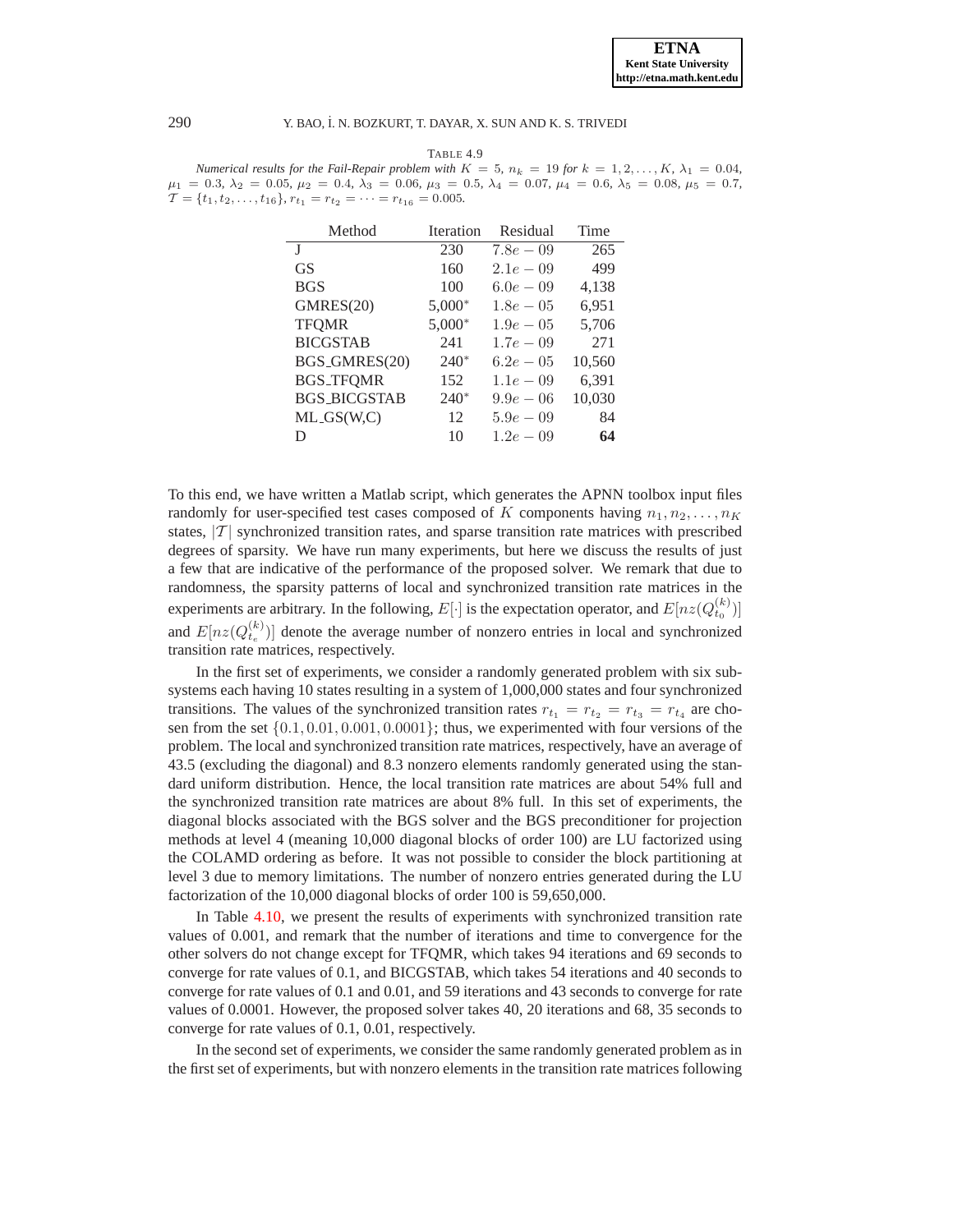TABLE 4.9

*Numerical results for the Fail-Repair problem with $K = 5$, $n_k = 19$ for $k = 1, 2, \ldots, K$, $\lambda_1 = 0.04$, $\mu_1 = 0.3$, $\lambda_2 = 0.05$, $\mu_2 = 0.4$, $\lambda_3 = 0.06$, $\mu_3 = 0.5$, $\lambda_4 = 0.07$, $\mu_4 = 0.6$, $\lambda_5 = 0.08$, $\mu_5 = 0.7$, $\mathcal{T} = \{t_1, t_2, \ldots, t_{16}\}$, $r_{t_1} = r_{t_2} = \cdots = r_{t_{16}} = 0.005$.*

| Method | Iteration | Residual | Time |
|---|---|---|---|
| J | 230 | $7.8e-09$ | 265 |
| GS | 160 | $2.1e-09$ | 499 |
| BGS | 100 | $6.0e-09$ | 4,138 |
| GMRES(20) | 5,000* | $1.8e-05$ | 6,951 |
| TFQMR | 5,000* | $1.9e-05$ | 5,706 |
| BICGSTAB | 241 | $1.7e-09$ | 271 |
| BGS_GMRES(20) | 240* | $6.2e-05$ | 10,560 |
| BGS_TFQMR | 152 | $1.1e-09$ | 6,391 |
| BGS_BICGSTAB | 240* | $9.9e-06$ | 10,030 |
| ML_GS(W,C) | 12 | $5.9e-09$ | 84 |
| D | 10 | $1.2e-09$ | **64** |

To this end, we have written a Matlab script, which generates the APNN toolbox input files randomly for user-specified test cases composed of $K$ components having $n_1, n_2, \ldots, n_K$ states, $|\mathcal{T}|$ synchronized transition rates, and sparse transition rate matrices with prescribed degrees of sparsity. We have run many experiments, but here we discuss the results of just a few that are indicative of the performance of the proposed solver. We remark that due to randomness, the sparsity patterns of local and synchronized transition rate matrices in the experiments are arbitrary. In the following, $E[\cdot]$ is the expectation operator, and $E[nz(Q_{t_0}^{(k)})]$ and $E[nz(Q_{t_e}^{(k)})]$ denote the average number of nonzero entries in local and synchronized transition rate matrices, respectively.

In the first set of experiments, we consider a randomly generated problem with six subsystems each having 10 states resulting in a system of 1,000,000 states and four synchronized transitions. The values of the synchronized transition rates $r_{t_1} = r_{t_2} = r_{t_3} = r_{t_4}$ are chosen from the set $\{0.1, 0.01, 0.001, 0.0001\}$; thus, we experimented with four versions of the problem. The local and synchronized transition rate matrices, respectively, have an average of 43.5 (excluding the diagonal) and 8.3 nonzero elements randomly generated using the standard uniform distribution. Hence, the local transition rate matrices are about 54% full and the synchronized transition rate matrices are about 8% full. In this set of experiments, the diagonal blocks associated with the BGS solver and the BGS preconditioner for projection methods at level 4 (meaning 10,000 diagonal blocks of order 100) are LU factorized using the COLAMD ordering as before. It was not possible to consider the block partitioning at level 3 due to memory limitations. The number of nonzero entries generated during the LU factorization of the 10,000 diagonal blocks of order 100 is 59,650,000.

In Table 4.10, we present the results of experiments with synchronized transition rate values of 0.001, and remark that the number of iterations and time to convergence for the other solvers do not change except for TFQMR, which takes 94 iterations and 69 seconds to converge for rate values of 0.1, and BICGSTAB, which takes 54 iterations and 40 seconds to converge for rate values of 0.1 and 0.01, and 59 iterations and 43 seconds to converge for rate values of 0.0001. However, the proposed solver takes 40, 20 iterations and 68, 35 seconds to converge for rate values of 0.1, 0.01, respectively.

In the second set of experiments, we consider the same randomly generated problem as in the first set of experiments, but with nonzero elements in the transition rate matrices following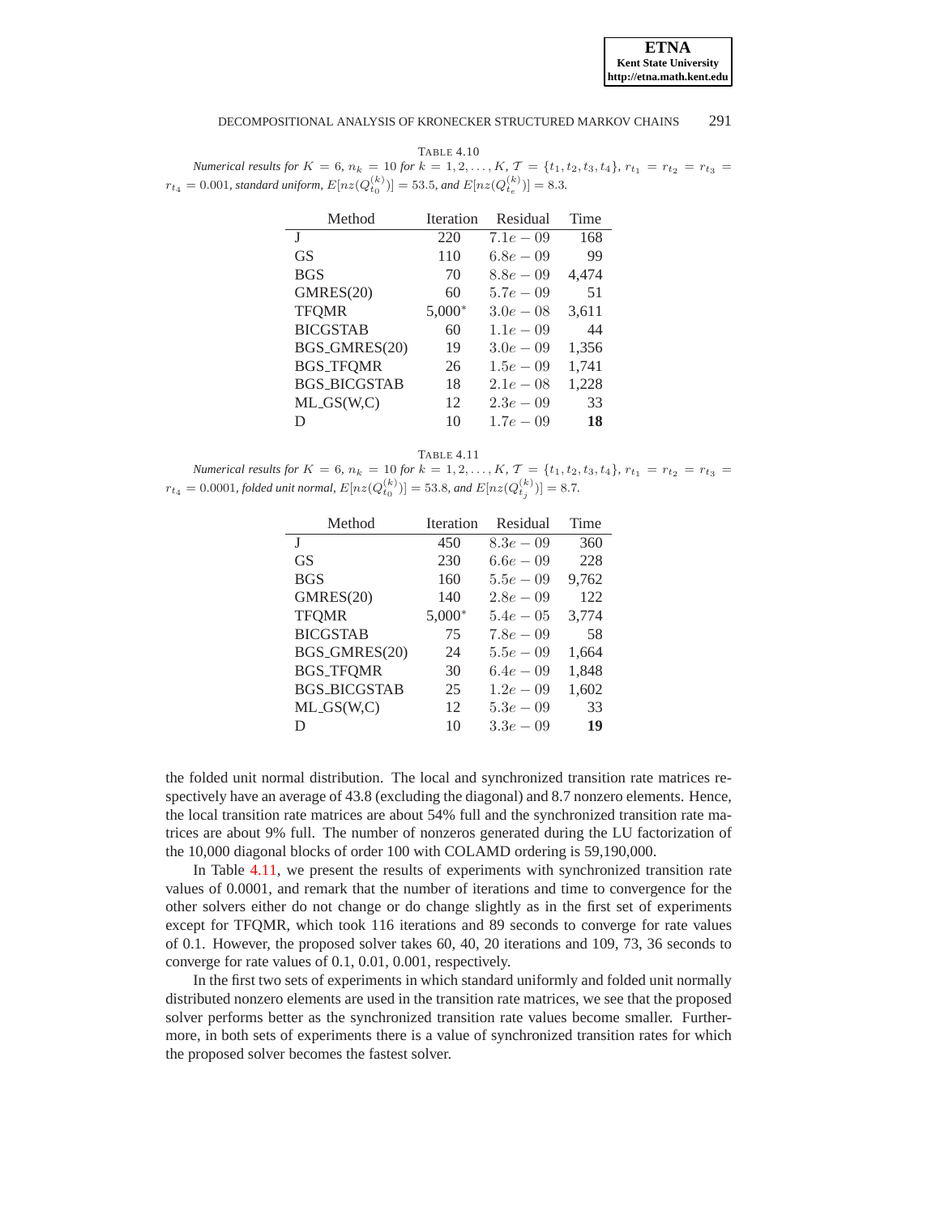TABLE 4.10

*Numerical results for $K = 6$, $n_k = 10$ for $k = 1, 2, \ldots, K$, $\mathcal{T} = \{t_1, t_2, t_3, t_4\}$, $r_{t_1} = r_{t_2} = r_{t_3} = r_{t_4} = 0.001$, standard uniform, $E[nz(Q_{t_0}^{(k)})] = 53.5$, and $E[nz(Q_{t_e}^{(k)})] = 8.3$.*

| Method | Iteration | Residual | Time |
|---|---|---|---|
| J | 220 | $7.1e-09$ | 168 |
| GS | 110 | $6.8e-09$ | 99 |
| BGS | 70 | $8.8e-09$ | 4,474 |
| GMRES(20) | 60 | $5.7e-09$ | 51 |
| TFQMR | 5,000* | $3.0e-08$ | 3,611 |
| BICGSTAB | 60 | $1.1e-09$ | 44 |
| BGS_GMRES(20) | 19 | $3.0e-09$ | 1,356 |
| BGS_TFQMR | 26 | $1.5e-09$ | 1,741 |
| BGS_BICGSTAB | 18 | $2.1e-08$ | 1,228 |
| ML_GS(W,C) | 12 | $2.3e-09$ | 33 |
| D | 10 | $1.7e-09$ | **18** |

TABLE 4.11

*Numerical results for $K = 6$, $n_k = 10$ for $k = 1, 2, \ldots, K$, $\mathcal{T} = \{t_1, t_2, t_3, t_4\}$, $r_{t_1} = r_{t_2} = r_{t_3} = r_{t_4} = 0.0001$, folded unit normal, $E[nz(Q_{t_0}^{(k)})] = 53.8$, and $E[nz(Q_{t_j}^{(k)})] = 8.7$.*

| Method | Iteration | Residual | Time |
|---|---|---|---|
| J | 450 | $8.3e-09$ | 360 |
| GS | 230 | $6.6e-09$ | 228 |
| BGS | 160 | $5.5e-09$ | 9,762 |
| GMRES(20) | 140 | $2.8e-09$ | 122 |
| TFQMR | 5,000* | $5.4e-05$ | 3,774 |
| BICGSTAB | 75 | $7.8e-09$ | 58 |
| BGS_GMRES(20) | 24 | $5.5e-09$ | 1,664 |
| BGS_TFQMR | 30 | $6.4e-09$ | 1,848 |
| BGS_BICGSTAB | 25 | $1.2e-09$ | 1,602 |
| ML_GS(W,C) | 12 | $5.3e-09$ | 33 |
| D | 10 | $3.3e-09$ | **19** |

the folded unit normal distribution. The local and synchronized transition rate matrices respectively have an average of 43.8 (excluding the diagonal) and 8.7 nonzero elements. Hence, the local transition rate matrices are about 54% full and the synchronized transition rate matrices are about 9% full. The number of nonzeros generated during the LU factorization of the 10,000 diagonal blocks of order 100 with COLAMD ordering is 59,190,000.

In Table 4.11, we present the results of experiments with synchronized transition rate values of 0.0001, and remark that the number of iterations and time to convergence for the other solvers either do not change or do change slightly as in the first set of experiments except for TFQMR, which took 116 iterations and 89 seconds to converge for rate values of 0.1. However, the proposed solver takes 60, 40, 20 iterations and 109, 73, 36 seconds to converge for rate values of 0.1, 0.01, 0.001, respectively.

In the first two sets of experiments in which standard uniformly and folded unit normally distributed nonzero elements are used in the transition rate matrices, we see that the proposed solver performs better as the synchronized transition rate values become smaller. Furthermore, in both sets of experiments there is a value of synchronized transition rates for which the proposed solver becomes the fastest solver.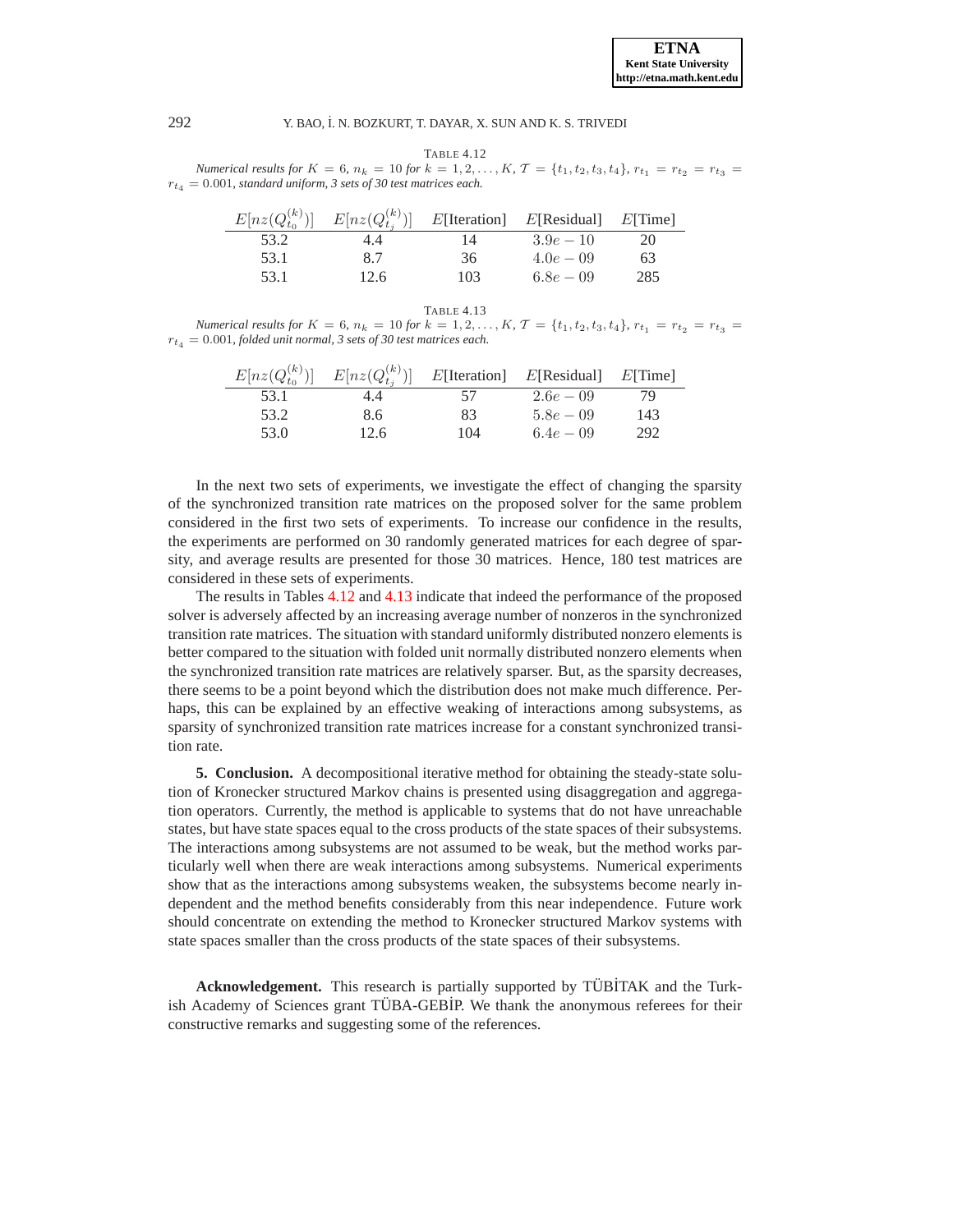TABLE 4.12

*Numerical results for $K = 6$, $n_k = 10$ for $k = 1, 2, \ldots, K$, $\mathcal{T} = \{t_1, t_2, t_3, t_4\}$, $r_{t_1} = r_{t_2} = r_{t_3} = r_{t_4} = 0.001$, standard uniform, 3 sets of 30 test matrices each.*

| $E[nz(Q_{t_0}^{(k)})]$ | $E[nz(Q_{t_j}^{(k)})]$ | $E$[Iteration] | $E$[Residual] | $E$[Time] |
|---|---|---|---|---|
| 53.2 | 4.4 | 14 | $3.9e-10$ | 20 |
| 53.1 | 8.7 | 36 | $4.0e-09$ | 63 |
| 53.1 | 12.6 | 103 | $6.8e-09$ | 285 |

TABLE 4.13

*Numerical results for $K = 6$, $n_k = 10$ for $k = 1, 2, \ldots, K$, $\mathcal{T} = \{t_1, t_2, t_3, t_4\}$, $r_{t_1} = r_{t_2} = r_{t_3} = r_{t_4} = 0.001$, folded unit normal, 3 sets of 30 test matrices each.*

| $E[nz(Q_{t_0}^{(k)})]$ | $E[nz(Q_{t_j}^{(k)})]$ | $E$[Iteration] | $E$[Residual] | $E$[Time] |
|---|---|---|---|---|
| 53.1 | 4.4 | 57 | $2.6e-09$ | 79 |
| 53.2 | 8.6 | 83 | $5.8e-09$ | 143 |
| 53.0 | 12.6 | 104 | $6.4e-09$ | 292 |

In the next two sets of experiments, we investigate the effect of changing the sparsity of the synchronized transition rate matrices on the proposed solver for the same problem considered in the first two sets of experiments. To increase our confidence in the results, the experiments are performed on 30 randomly generated matrices for each degree of sparsity, and average results are presented for those 30 matrices. Hence, 180 test matrices are considered in these sets of experiments.

The results in Tables 4.12 and 4.13 indicate that indeed the performance of the proposed solver is adversely affected by an increasing average number of nonzeros in the synchronized transition rate matrices. The situation with standard uniformly distributed nonzero elements is better compared to the situation with folded unit normally distributed nonzero elements when the synchronized transition rate matrices are relatively sparser. But, as the sparsity decreases, there seems to be a point beyond which the distribution does not make much difference. Perhaps, this can be explained by an effective weaking of interactions among subsystems, as sparsity of synchronized transition rate matrices increase for a constant synchronized transition rate.

**5. Conclusion.** A decompositional iterative method for obtaining the steady-state solution of Kronecker structured Markov chains is presented using disaggregation and aggregation operators. Currently, the method is applicable to systems that do not have unreachable states, but have state spaces equal to the cross products of the state spaces of their subsystems. The interactions among subsystems are not assumed to be weak, but the method works particularly well when there are weak interactions among subsystems. Numerical experiments show that as the interactions among subsystems weaken, the subsystems become nearly independent and the method benefits considerably from this near independence. Future work should concentrate on extending the method to Kronecker structured Markov systems with state spaces smaller than the cross products of the state spaces of their subsystems.

**Acknowledgement.** This research is partially supported by TÜBİTAK and the Turkish Academy of Sciences grant TÜBA-GEBİP. We thank the anonymous referees for their constructive remarks and suggesting some of the references.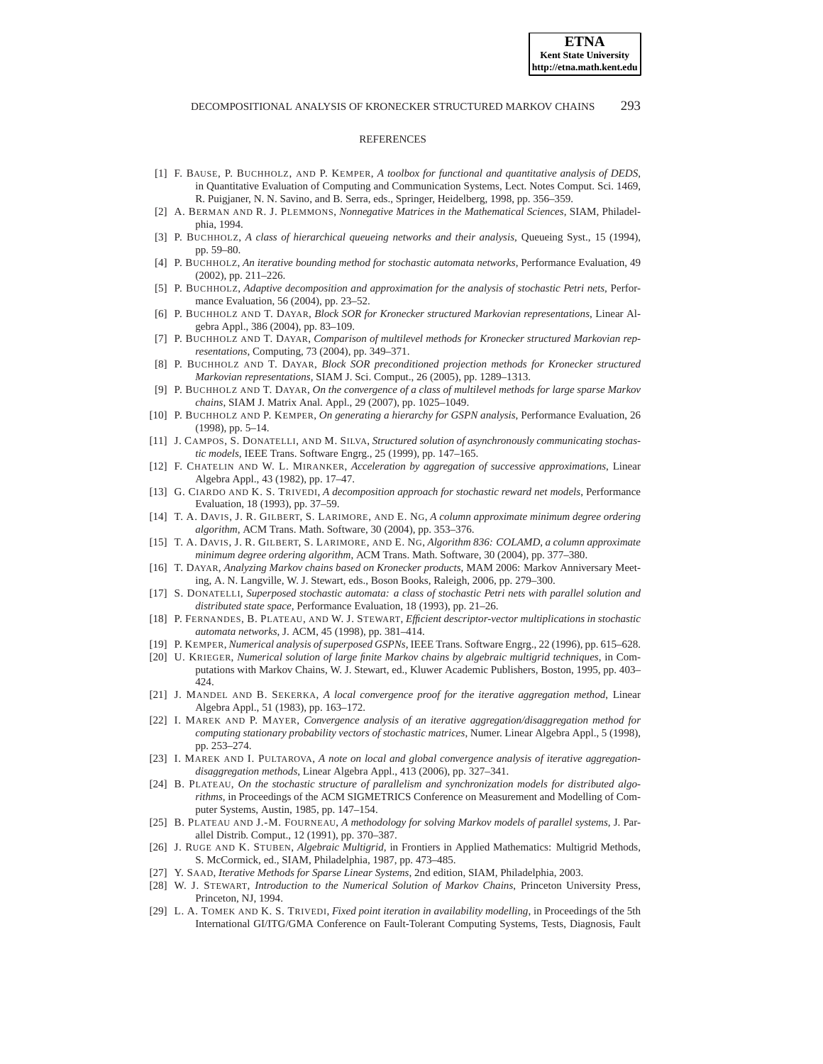## REFERENCES

[1] F. Bause, P. Buchholz, and P. Kemper, *A toolbox for functional and quantitative analysis of DEDS*, in Quantitative Evaluation of Computing and Communication Systems, Lect. Notes Comput. Sci. 1469, R. Puigjaner, N. N. Savino, and B. Serra, eds., Springer, Heidelberg, 1998, pp. 356–359.

[2] A. Berman and R. J. Plemmons, *Nonnegative Matrices in the Mathematical Sciences*, SIAM, Philadelphia, 1994.

[3] P. Buchholz, *A class of hierarchical queueing networks and their analysis*, Queueing Syst., 15 (1994), pp. 59–80.

[4] P. Buchholz, *An iterative bounding method for stochastic automata networks*, Performance Evaluation, 49 (2002), pp. 211–226.

[5] P. Buchholz, *Adaptive decomposition and approximation for the analysis of stochastic Petri nets*, Performance Evaluation, 56 (2004), pp. 23–52.

[6] P. Buchholz and T. Dayar, *Block SOR for Kronecker structured Markovian representations*, Linear Algebra Appl., 386 (2004), pp. 83–109.

[7] P. Buchholz and T. Dayar, *Comparison of multilevel methods for Kronecker structured Markovian representations*, Computing, 73 (2004), pp. 349–371.

[8] P. Buchholz and T. Dayar, *Block SOR preconditioned projection methods for Kronecker structured Markovian representations*, SIAM J. Sci. Comput., 26 (2005), pp. 1289–1313.

[9] P. Buchholz and T. Dayar, *On the convergence of a class of multilevel methods for large sparse Markov chains*, SIAM J. Matrix Anal. Appl., 29 (2007), pp. 1025–1049.

[10] P. Buchholz and P. Kemper, *On generating a hierarchy for GSPN analysis*, Performance Evaluation, 26 (1998), pp. 5–14.

[11] J. Campos, S. Donatelli, and M. Silva, *Structured solution of asynchronously communicating stochastic models*, IEEE Trans. Software Engrg., 25 (1999), pp. 147–165.

[12] F. Chatelin and W. L. Miranker, *Acceleration by aggregation of successive approximations*, Linear Algebra Appl., 43 (1982), pp. 17–47.

[13] G. Ciardo and K. S. Trivedi, *A decomposition approach for stochastic reward net models*, Performance Evaluation, 18 (1993), pp. 37–59.

[14] T. A. Davis, J. R. Gilbert, S. Larimore, and E. Ng, *A column approximate minimum degree ordering algorithm*, ACM Trans. Math. Software, 30 (2004), pp. 353–376.

[15] T. A. Davis, J. R. Gilbert, S. Larimore, and E. Ng, *Algorithm 836: COLAMD, a column approximate minimum degree ordering algorithm*, ACM Trans. Math. Software, 30 (2004), pp. 377–380.

[16] T. Dayar, *Analyzing Markov chains based on Kronecker products*, MAM 2006: Markov Anniversary Meeting, A. N. Langville, W. J. Stewart, eds., Boson Books, Raleigh, 2006, pp. 279–300.

[17] S. Donatelli, *Superposed stochastic automata: a class of stochastic Petri nets with parallel solution and distributed state space*, Performance Evaluation, 18 (1993), pp. 21–26.

[18] P. Fernandes, B. Plateau, and W. J. Stewart, *Efficient descriptor-vector multiplications in stochastic automata networks*, J. ACM, 45 (1998), pp. 381–414.

[19] P. Kemper, *Numerical analysis of superposed GSPNs*, IEEE Trans. Software Engrg., 22 (1996), pp. 615–628.

[20] U. Krieger, *Numerical solution of large finite Markov chains by algebraic multigrid techniques*, in Computations with Markov Chains, W. J. Stewart, ed., Kluwer Academic Publishers, Boston, 1995, pp. 403–424.

[21] J. Mandel and B. Sekerka, *A local convergence proof for the iterative aggregation method*, Linear Algebra Appl., 51 (1983), pp. 163–172.

[22] I. Marek and P. Mayer, *Convergence analysis of an iterative aggregation/disaggregation method for computing stationary probability vectors of stochastic matrices*, Numer. Linear Algebra Appl., 5 (1998), pp. 253–274.

[23] I. Marek and I. Pultarova, *A note on local and global convergence analysis of iterative aggregation-disaggregation methods*, Linear Algebra Appl., 413 (2006), pp. 327–341.

[24] B. Plateau, *On the stochastic structure of parallelism and synchronization models for distributed algorithms*, in Proceedings of the ACM SIGMETRICS Conference on Measurement and Modelling of Computer Systems, Austin, 1985, pp. 147–154.

[25] B. Plateau and J.-M. Fourneau, *A methodology for solving Markov models of parallel systems*, J. Parallel Distrib. Comput., 12 (1991), pp. 370–387.

[26] J. Ruge and K. Stuben, *Algebraic Multigrid*, in Frontiers in Applied Mathematics: Multigrid Methods, S. McCormick, ed., SIAM, Philadelphia, 1987, pp. 473–485.

[27] Y. Saad, *Iterative Methods for Sparse Linear Systems*, 2nd edition, SIAM, Philadelphia, 2003.

[28] W. J. Stewart, *Introduction to the Numerical Solution of Markov Chains*, Princeton University Press, Princeton, NJ, 1994.

[29] L. A. Tomek and K. S. Trivedi, *Fixed point iteration in availability modelling*, in Proceedings of the 5th International GI/ITG/GMA Conference on Fault-Tolerant Computing Systems, Tests, Diagnosis, Fault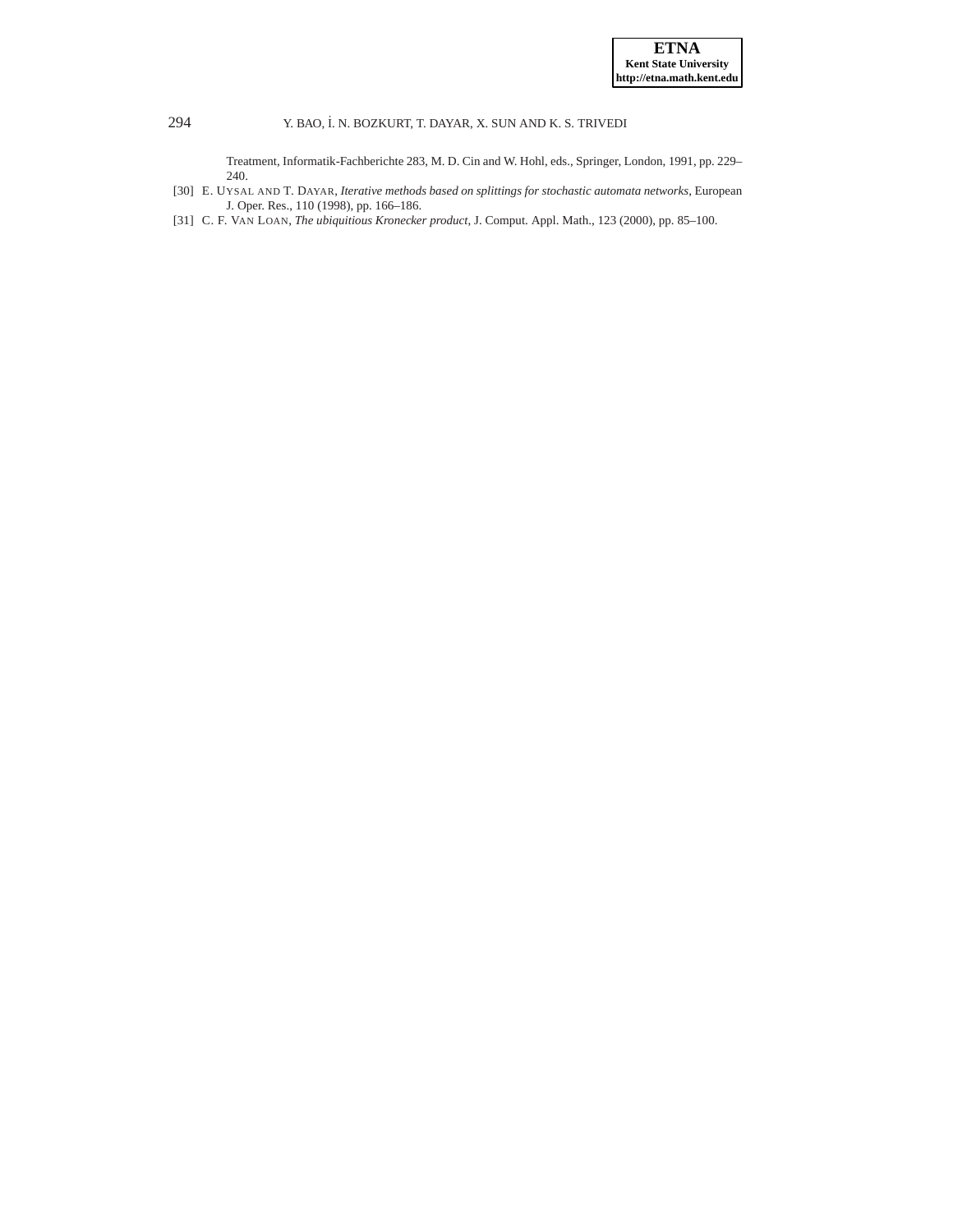Treatment, Informatik-Fachberichte 283, M. D. Cin and W. Hohl, eds., Springer, London, 1991, pp. 229–240.

[30] E. UYSAL AND T. DAYAR, *Iterative methods based on splittings for stochastic automata networks*, European J. Oper. Res., 110 (1998), pp. 166–186.

[31] C. F. VAN LOAN, *The ubiquitious Kronecker product*, J. Comput. Appl. Math., 123 (2000), pp. 85–100.